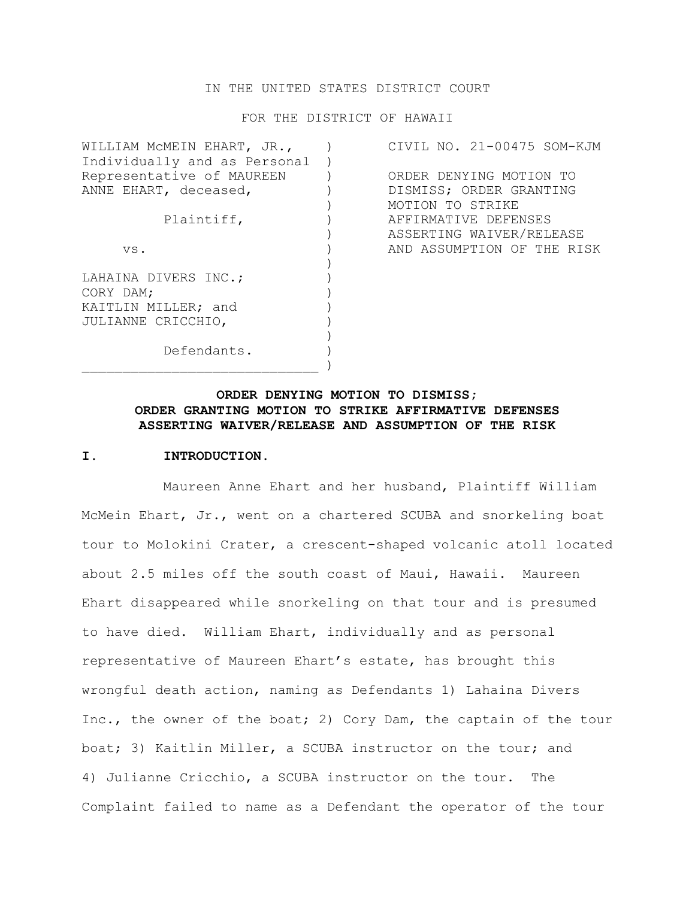IN THE UNITED STATES DISTRICT COURT

FOR THE DISTRICT OF HAWAII

| | |
|---|---|
| WILLIAM McMEIN EHART, JR., Individually and as Personal Representative of MAUREEN ANNE EHART, deceased,<br><br>Plaintiff,<br><br>vs.<br><br>LAHAINA DIVERS INC.; CORY DAM; KAITLIN MILLER; and JULIANNE CRICCHIO,<br><br>Defendants. | CIVIL NO. 21-00475 SOM-KJM<br><br>ORDER DENYING MOTION TO DISMISS; ORDER GRANTING MOTION TO STRIKE AFFIRMATIVE DEFENSES ASSERTING WAIVER/RELEASE AND ASSUMPTION OF THE RISK |

**ORDER DENYING MOTION TO DISMISS;**
**ORDER GRANTING MOTION TO STRIKE AFFIRMATIVE DEFENSES**
**ASSERTING WAIVER/RELEASE AND ASSUMPTION OF THE RISK**

## I. INTRODUCTION.

Maureen Anne Ehart and her husband, Plaintiff William McMein Ehart, Jr., went on a chartered SCUBA and snorkeling boat tour to Molokini Crater, a crescent-shaped volcanic atoll located about 2.5 miles off the south coast of Maui, Hawaii. Maureen Ehart disappeared while snorkeling on that tour and is presumed to have died. William Ehart, individually and as personal representative of Maureen Ehart's estate, has brought this wrongful death action, naming as Defendants 1) Lahaina Divers Inc., the owner of the boat; 2) Cory Dam, the captain of the tour boat; 3) Kaitlin Miller, a SCUBA instructor on the tour; and 4) Julianne Cricchio, a SCUBA instructor on the tour. The Complaint failed to name as a Defendant the operator of the tour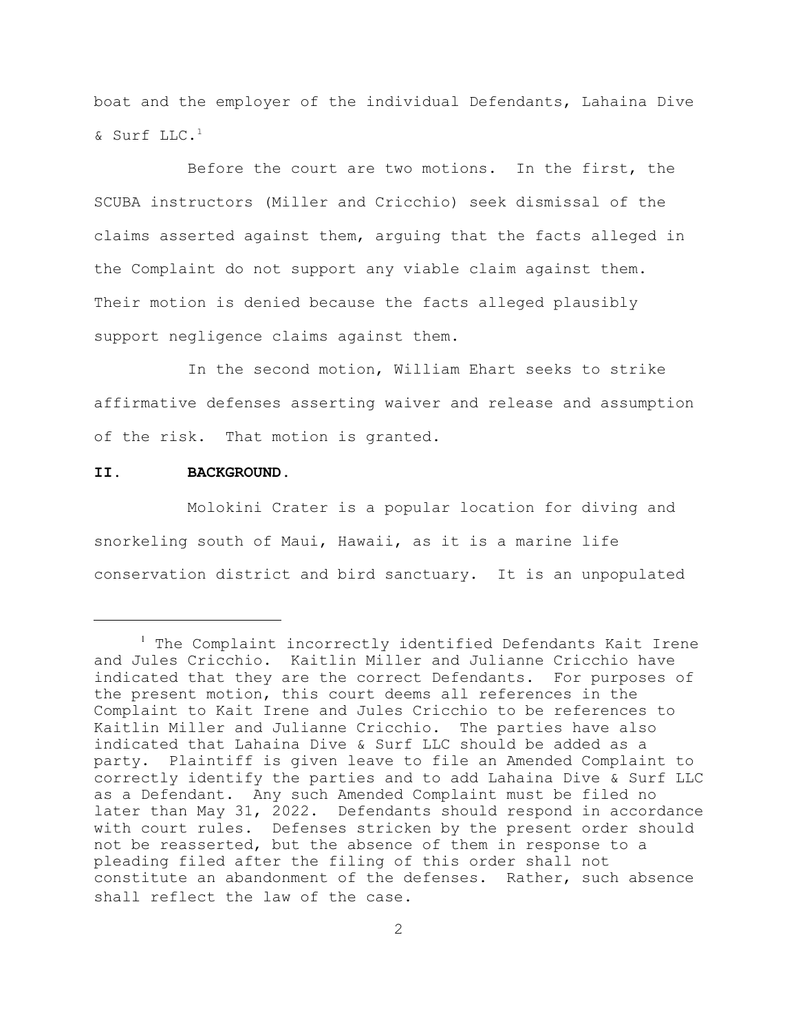boat and the employer of the individual Defendants, Lahaina Dive & Surf LLC.[1]

Before the court are two motions. In the first, the SCUBA instructors (Miller and Cricchio) seek dismissal of the claims asserted against them, arguing that the facts alleged in the Complaint do not support any viable claim against them. Their motion is denied because the facts alleged plausibly support negligence claims against them.

In the second motion, William Ehart seeks to strike affirmative defenses asserting waiver and release and assumption of the risk. That motion is granted.

## II. BACKGROUND.

Molokini Crater is a popular location for diving and snorkeling south of Maui, Hawaii, as it is a marine life conservation district and bird sanctuary. It is an unpopulated

---

[1] The Complaint incorrectly identified Defendants Kait Irene and Jules Cricchio. Kaitlin Miller and Julianne Cricchio have indicated that they are the correct Defendants. For purposes of the present motion, this court deems all references in the Complaint to Kait Irene and Jules Cricchio to be references to Kaitlin Miller and Julianne Cricchio. The parties have also indicated that Lahaina Dive & Surf LLC should be added as a party. Plaintiff is given leave to file an Amended Complaint to correctly identify the parties and to add Lahaina Dive & Surf LLC as a Defendant. Any such Amended Complaint must be filed no later than May 31, 2022. Defendants should respond in accordance with court rules. Defenses stricken by the present order should not be reasserted, but the absence of them in response to a pleading filed after the filing of this order shall not constitute an abandonment of the defenses. Rather, such absence shall reflect the law of the case.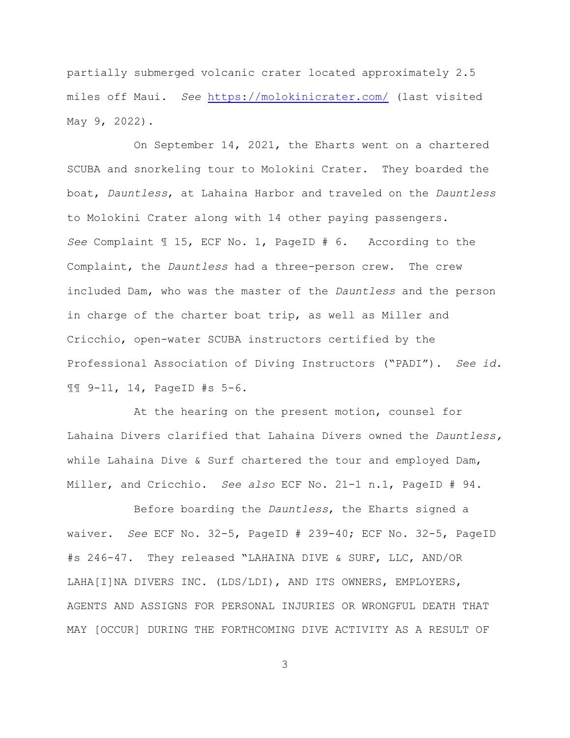partially submerged volcanic crater located approximately 2.5 miles off Maui. *See* https://molokinicrater.com/ (last visited May 9, 2022).

On September 14, 2021, the Eharts went on a chartered SCUBA and snorkeling tour to Molokini Crater. They boarded the boat, *Dauntless*, at Lahaina Harbor and traveled on the *Dauntless* to Molokini Crater along with 14 other paying passengers. *See* Complaint ¶ 15, ECF No. 1, PageID # 6. According to the Complaint, the *Dauntless* had a three-person crew. The crew included Dam, who was the master of the *Dauntless* and the person in charge of the charter boat trip, as well as Miller and Cricchio, open-water SCUBA instructors certified by the Professional Association of Diving Instructors ("PADI"). *See id.* ¶¶ 9-11, 14, PageID #s 5-6.

At the hearing on the present motion, counsel for Lahaina Divers clarified that Lahaina Divers owned the *Dauntless,* while Lahaina Dive & Surf chartered the tour and employed Dam, Miller, and Cricchio. *See also* ECF No. 21-1 n.1, PageID # 94.

Before boarding the *Dauntless*, the Eharts signed a waiver. *See* ECF No. 32-5, PageID # 239-40; ECF No. 32-5, PageID #s 246-47. They released "LAHAINA DIVE & SURF, LLC, AND/OR LAHA[I]NA DIVERS INC. (LDS/LDI), AND ITS OWNERS, EMPLOYERS, AGENTS AND ASSIGNS FOR PERSONAL INJURIES OR WRONGFUL DEATH THAT MAY [OCCUR] DURING THE FORTHCOMING DIVE ACTIVITY AS A RESULT OF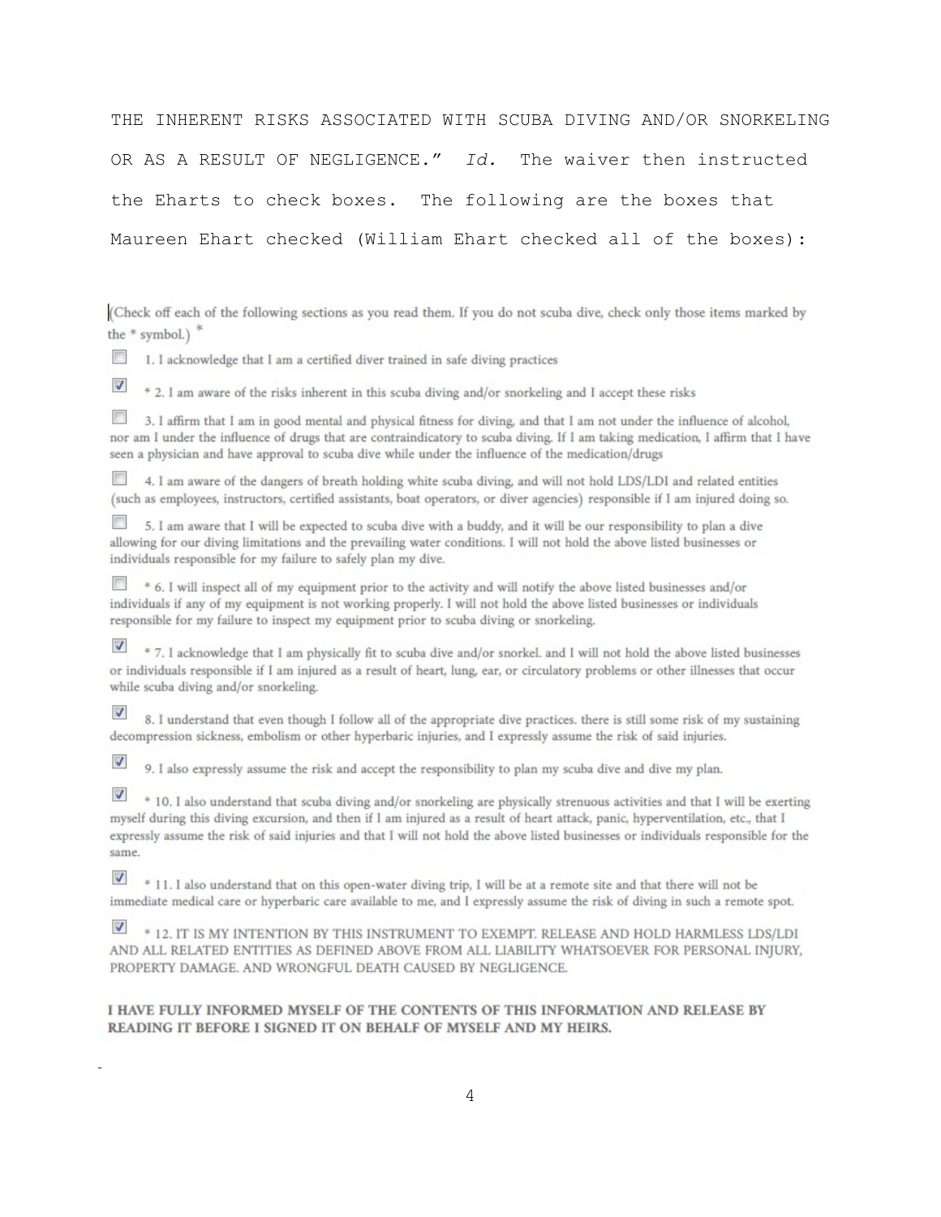THE INHERENT RISKS ASSOCIATED WITH SCUBA DIVING AND/OR SNORKELING OR AS A RESULT OF NEGLIGENCE." *Id.* The waiver then instructed the Eharts to check boxes. The following are the boxes that Maureen Ehart checked (William Ehart checked all of the boxes):

(Check off each of the following sections as you read them. If you do not scuba dive, check only those items marked by the * symbol.) *

- [ ] 1. I acknowledge that I am a certified diver trained in safe diving practices
- [x] * 2. I am aware of the risks inherent in this scuba diving and/or snorkeling and I accept these risks
- [ ] 3. I affirm that I am in good mental and physical fitness for diving, and that I am not under the influence of alcohol, nor am I under the influence of drugs that are contraindicatory to scuba diving. If I am taking medication, I affirm that I have seen a physician and have approval to scuba dive while under the influence of the medication/drugs
- [ ] 4. I am aware of the dangers of breath holding white scuba diving, and will not hold LDS/LDI and related entities (such as employees, instructors, certified assistants, boat operators, or diver agencies) responsible if I am injured doing so.
- [ ] 5. I am aware that I will be expected to scuba dive with a buddy, and it will be our responsibility to plan a dive allowing for our diving limitations and the prevailing water conditions. I will not hold the above listed businesses or individuals responsible for my failure to safely plan my dive.
- [ ] * 6. I will inspect all of my equipment prior to the activity and will notify the above listed businesses and/or individuals if any of my equipment is not working properly. I will not hold the above listed businesses or individuals responsible for my failure to inspect my equipment prior to scuba diving or snorkeling.
- [x] * 7. I acknowledge that I am physically fit to scuba dive and/or snorkel. and I will not hold the above listed businesses or individuals responsible if I am injured as a result of heart, lung, ear, or circulatory problems or other illnesses that occur while scuba diving and/or snorkeling.
- [x] 8. I understand that even though I follow all of the appropriate dive practices. there is still some risk of my sustaining decompression sickness, embolism or other hyperbaric injuries, and I expressly assume the risk of said injuries.
- [x] 9. I also expressly assume the risk and accept the responsibility to plan my scuba dive and dive my plan.
- [x] * 10. I also understand that scuba diving and/or snorkeling are physically strenuous activities and that I will be exerting myself during this diving excursion, and then if I am injured as a result of heart attack, panic, hyperventilation, etc., that I expressly assume the risk of said injuries and that I will not hold the above listed businesses or individuals responsible for the same.
- [x] * 11. I also understand that on this open-water diving trip, I will be at a remote site and that there will not be immediate medical care or hyperbaric care available to me, and I expressly assume the risk of diving in such a remote spot.
- [x] * 12. IT IS MY INTENTION BY THIS INSTRUMENT TO EXEMPT. RELEASE AND HOLD HARMLESS LDS/LDI AND ALL RELATED ENTITIES AS DEFINED ABOVE FROM ALL LIABILITY WHATSOEVER FOR PERSONAL INJURY, PROPERTY DAMAGE. AND WRONGFUL DEATH CAUSED BY NEGLIGENCE.

**I HAVE FULLY INFORMED MYSELF OF THE CONTENTS OF THIS INFORMATION AND RELEASE BY READING IT BEFORE I SIGNED IT ON BEHALF OF MYSELF AND MY HEIRS.**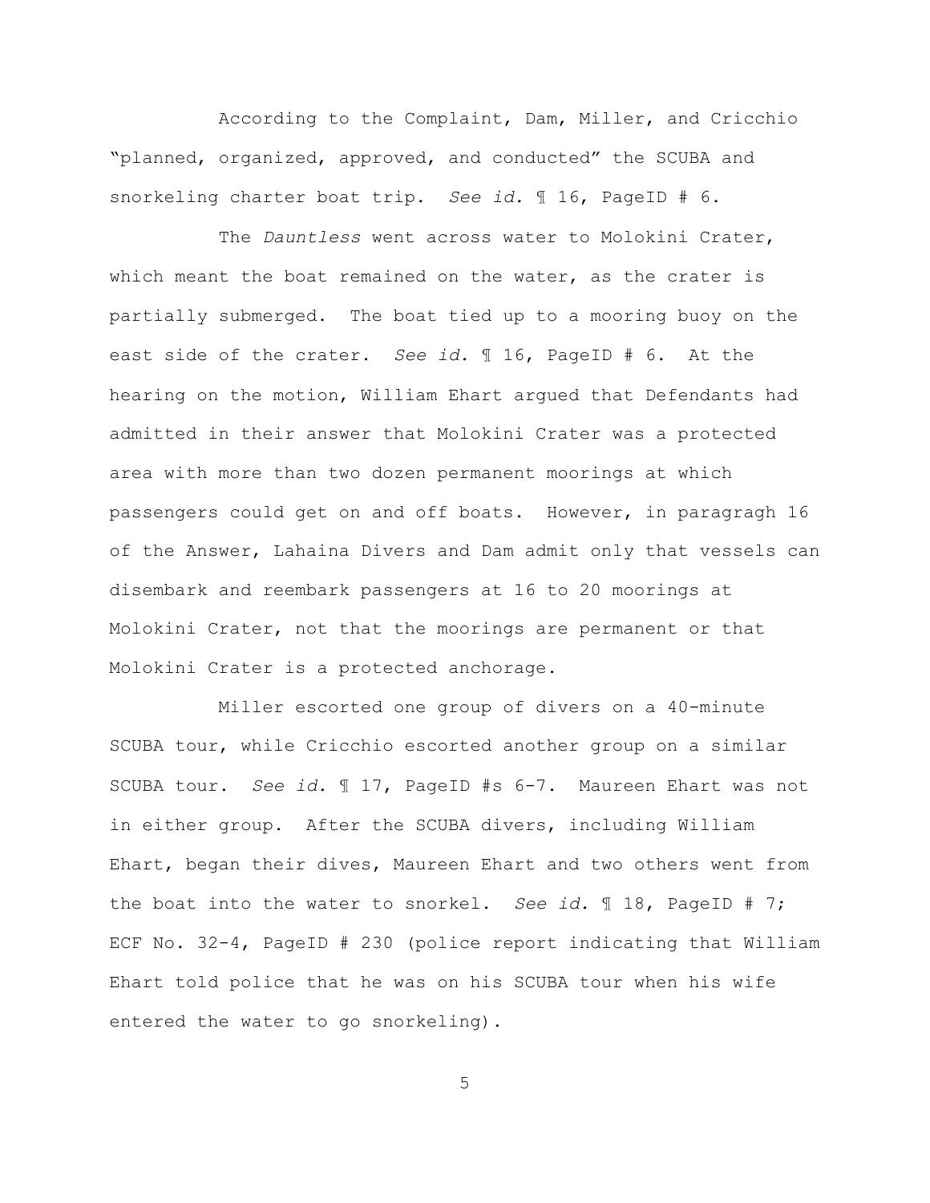According to the Complaint, Dam, Miller, and Cricchio "planned, organized, approved, and conducted" the SCUBA and snorkeling charter boat trip. *See id.* ¶ 16, PageID # 6.

The *Dauntless* went across water to Molokini Crater, which meant the boat remained on the water, as the crater is partially submerged. The boat tied up to a mooring buoy on the east side of the crater. *See id.* ¶ 16, PageID # 6. At the hearing on the motion, William Ehart argued that Defendants had admitted in their answer that Molokini Crater was a protected area with more than two dozen permanent moorings at which passengers could get on and off boats. However, in paragragh 16 of the Answer, Lahaina Divers and Dam admit only that vessels can disembark and reembark passengers at 16 to 20 moorings at Molokini Crater, not that the moorings are permanent or that Molokini Crater is a protected anchorage.

Miller escorted one group of divers on a 40-minute SCUBA tour, while Cricchio escorted another group on a similar SCUBA tour. *See id.* ¶ 17, PageID #s 6-7. Maureen Ehart was not in either group. After the SCUBA divers, including William Ehart, began their dives, Maureen Ehart and two others went from the boat into the water to snorkel. *See id.* ¶ 18, PageID # 7; ECF No. 32-4, PageID # 230 (police report indicating that William Ehart told police that he was on his SCUBA tour when his wife entered the water to go snorkeling).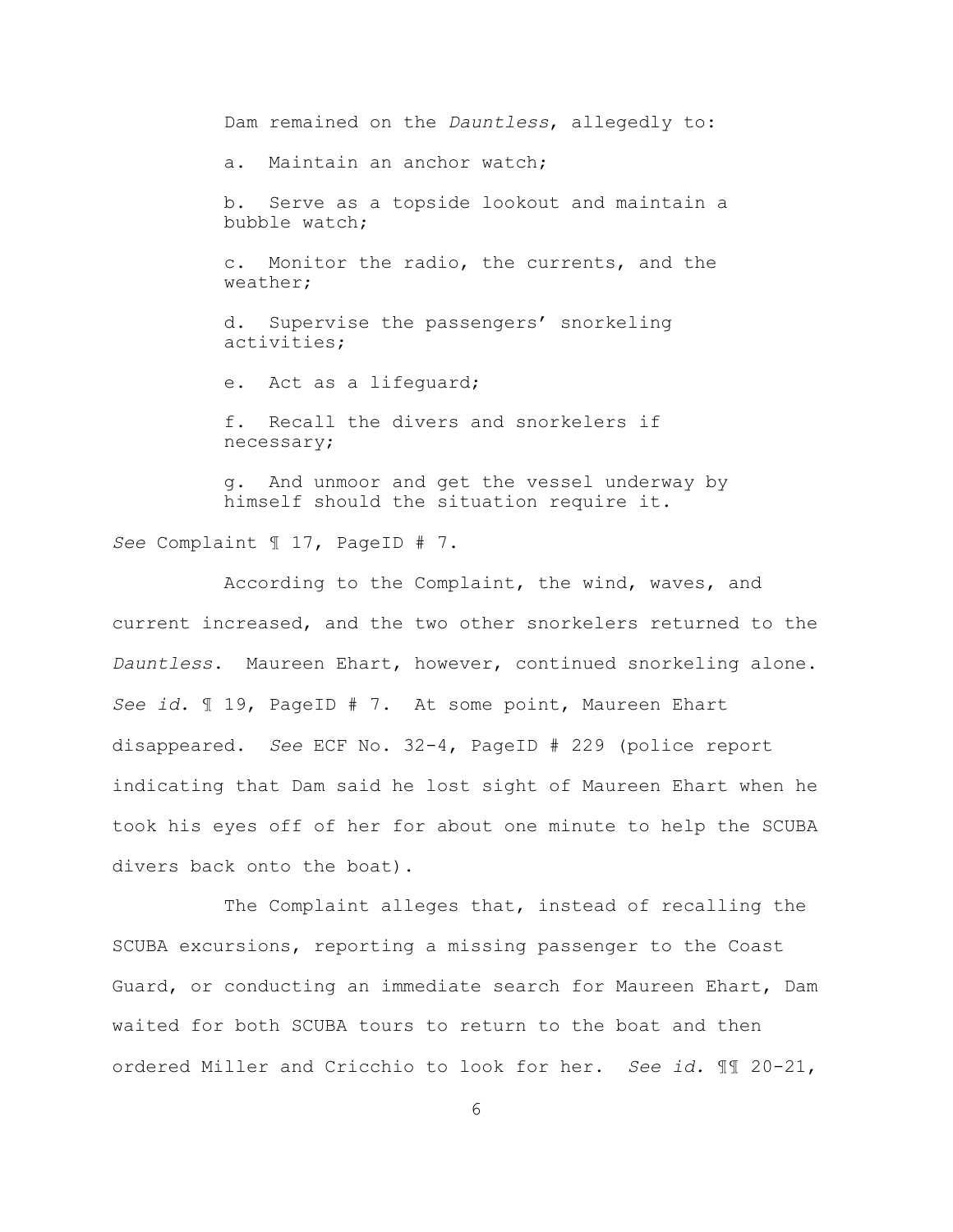Dam remained on the *Dauntless*, allegedly to:

a. Maintain an anchor watch;

b. Serve as a topside lookout and maintain a bubble watch;

c. Monitor the radio, the currents, and the weather;

d. Supervise the passengers' snorkeling activities;

e. Act as a lifeguard;

f. Recall the divers and snorkelers if necessary;

g. And unmoor and get the vessel underway by himself should the situation require it.

*See* Complaint ¶ 17, PageID # 7.

According to the Complaint, the wind, waves, and current increased, and the two other snorkelers returned to the *Dauntless*. Maureen Ehart, however, continued snorkeling alone. *See id.* ¶ 19, PageID # 7. At some point, Maureen Ehart disappeared. *See* ECF No. 32-4, PageID # 229 (police report indicating that Dam said he lost sight of Maureen Ehart when he took his eyes off of her for about one minute to help the SCUBA divers back onto the boat).

The Complaint alleges that, instead of recalling the SCUBA excursions, reporting a missing passenger to the Coast Guard, or conducting an immediate search for Maureen Ehart, Dam waited for both SCUBA tours to return to the boat and then ordered Miller and Cricchio to look for her. *See id.* ¶¶ 20-21,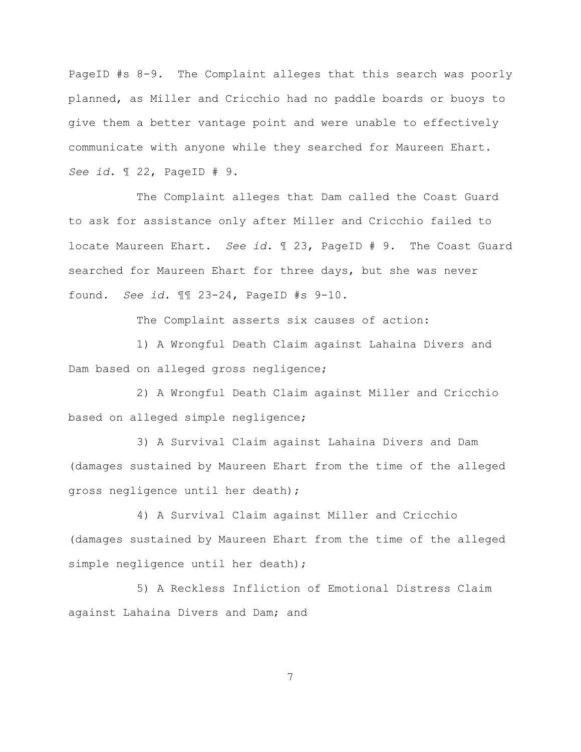PageID #s 8-9. The Complaint alleges that this search was poorly planned, as Miller and Cricchio had no paddle boards or buoys to give them a better vantage point and were unable to effectively communicate with anyone while they searched for Maureen Ehart. *See id.* ¶ 22, PageID # 9.

The Complaint alleges that Dam called the Coast Guard to ask for assistance only after Miller and Cricchio failed to locate Maureen Ehart. *See id.* ¶ 23, PageID # 9. The Coast Guard searched for Maureen Ehart for three days, but she was never found. *See id.* ¶¶ 23-24, PageID #s 9-10.

The Complaint asserts six causes of action:

1) A Wrongful Death Claim against Lahaina Divers and Dam based on alleged gross negligence;

2) A Wrongful Death Claim against Miller and Cricchio based on alleged simple negligence;

3) A Survival Claim against Lahaina Divers and Dam (damages sustained by Maureen Ehart from the time of the alleged gross negligence until her death);

4) A Survival Claim against Miller and Cricchio (damages sustained by Maureen Ehart from the time of the alleged simple negligence until her death);

5) A Reckless Infliction of Emotional Distress Claim against Lahaina Divers and Dam; and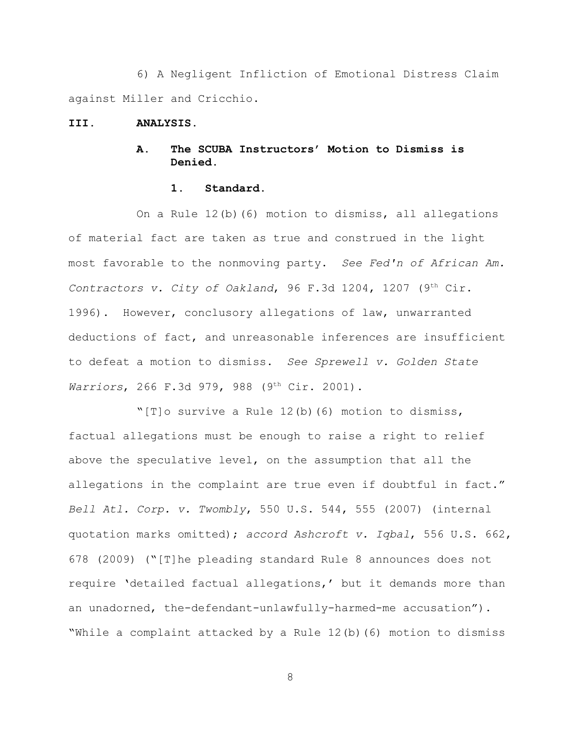6) A Negligent Infliction of Emotional Distress Claim against Miller and Cricchio.

## III. ANALYSIS.

### A. The SCUBA Instructors' Motion to Dismiss is Denied.

#### 1. Standard.

On a Rule 12(b)(6) motion to dismiss, all allegations of material fact are taken as true and construed in the light most favorable to the nonmoving party. *See Fed'n of African Am. Contractors v. City of Oakland*, 96 F.3d 1204, 1207 (9th Cir. 1996). However, conclusory allegations of law, unwarranted deductions of fact, and unreasonable inferences are insufficient to defeat a motion to dismiss. *See Sprewell v. Golden State Warriors*, 266 F.3d 979, 988 (9th Cir. 2001).

"[T]o survive a Rule 12(b)(6) motion to dismiss, factual allegations must be enough to raise a right to relief above the speculative level, on the assumption that all the allegations in the complaint are true even if doubtful in fact." *Bell Atl. Corp. v. Twombly*, 550 U.S. 544, 555 (2007) (internal quotation marks omitted); *accord Ashcroft v. Iqbal*, 556 U.S. 662, 678 (2009) ("[T]he pleading standard Rule 8 announces does not require 'detailed factual allegations,' but it demands more than an unadorned, the-defendant-unlawfully-harmed-me accusation"). "While a complaint attacked by a Rule 12(b)(6) motion to dismiss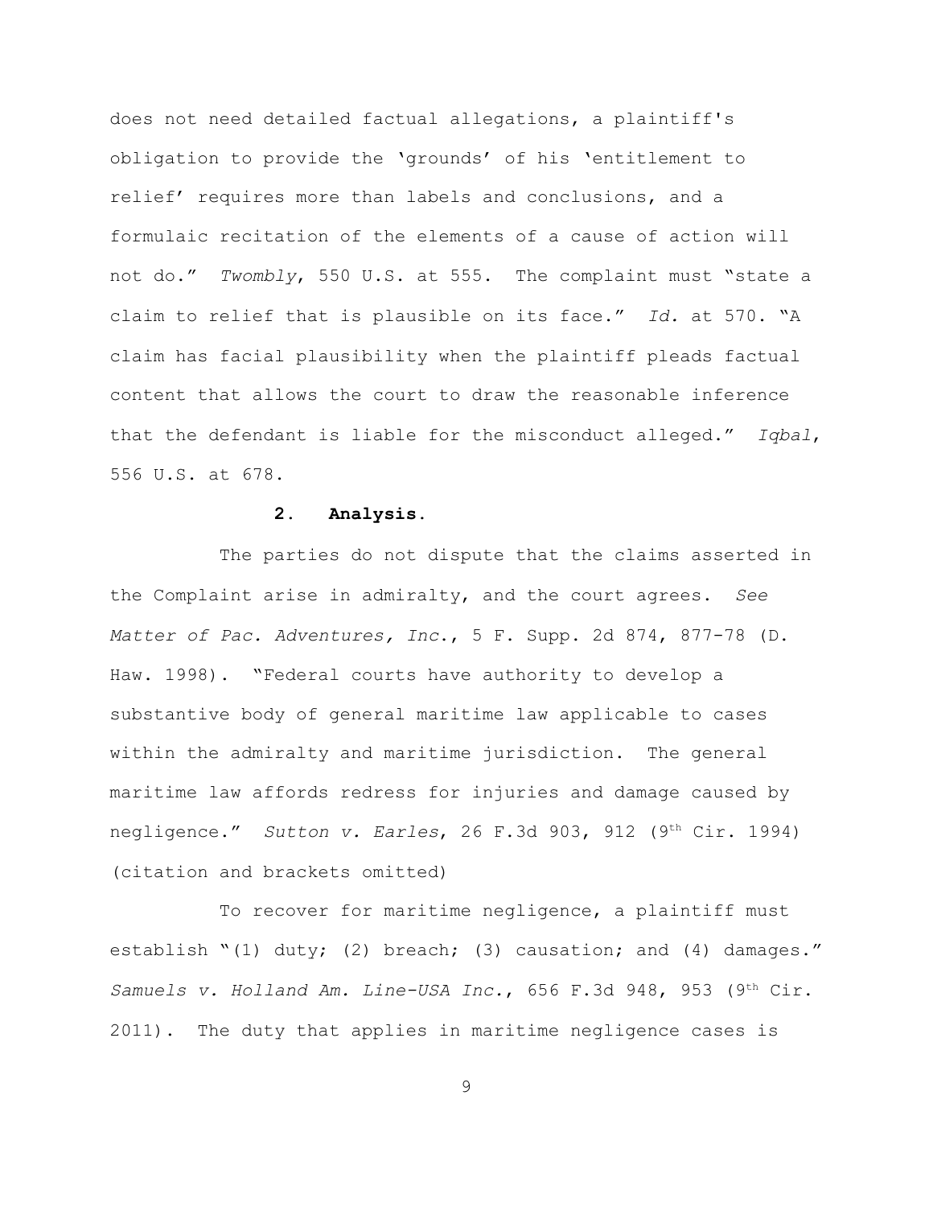does not need detailed factual allegations, a plaintiff's obligation to provide the 'grounds' of his 'entitlement to relief' requires more than labels and conclusions, and a formulaic recitation of the elements of a cause of action will not do." *Twombly*, 550 U.S. at 555. The complaint must "state a claim to relief that is plausible on its face." *Id.* at 570. "A claim has facial plausibility when the plaintiff pleads factual content that allows the court to draw the reasonable inference that the defendant is liable for the misconduct alleged." *Iqbal*, 556 U.S. at 678.

**2. Analysis.**

The parties do not dispute that the claims asserted in the Complaint arise in admiralty, and the court agrees. *See Matter of Pac. Adventures, Inc.*, 5 F. Supp. 2d 874, 877-78 (D. Haw. 1998). "Federal courts have authority to develop a substantive body of general maritime law applicable to cases within the admiralty and maritime jurisdiction. The general maritime law affords redress for injuries and damage caused by negligence." *Sutton v. Earles*, 26 F.3d 903, 912 (9th Cir. 1994) (citation and brackets omitted)

To recover for maritime negligence, a plaintiff must establish "(1) duty; (2) breach; (3) causation; and (4) damages." *Samuels v. Holland Am. Line-USA Inc.*, 656 F.3d 948, 953 (9th Cir. 2011). The duty that applies in maritime negligence cases is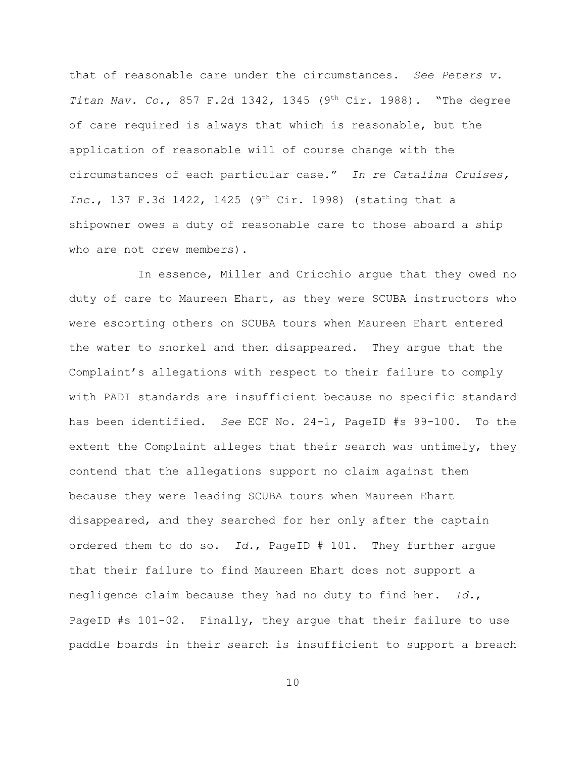that of reasonable care under the circumstances. *See Peters v. Titan Nav. Co.*, 857 F.2d 1342, 1345 (9th Cir. 1988). "The degree of care required is always that which is reasonable, but the application of reasonable will of course change with the circumstances of each particular case." *In re Catalina Cruises, Inc.*, 137 F.3d 1422, 1425 (9th Cir. 1998) (stating that a shipowner owes a duty of reasonable care to those aboard a ship who are not crew members).

In essence, Miller and Cricchio argue that they owed no duty of care to Maureen Ehart, as they were SCUBA instructors who were escorting others on SCUBA tours when Maureen Ehart entered the water to snorkel and then disappeared. They argue that the Complaint's allegations with respect to their failure to comply with PADI standards are insufficient because no specific standard has been identified. *See* ECF No. 24-1, PageID #s 99-100. To the extent the Complaint alleges that their search was untimely, they contend that the allegations support no claim against them because they were leading SCUBA tours when Maureen Ehart disappeared, and they searched for her only after the captain ordered them to do so. *Id.*, PageID # 101. They further argue that their failure to find Maureen Ehart does not support a negligence claim because they had no duty to find her. *Id.*, PageID #s 101-02. Finally, they argue that their failure to use paddle boards in their search is insufficient to support a breach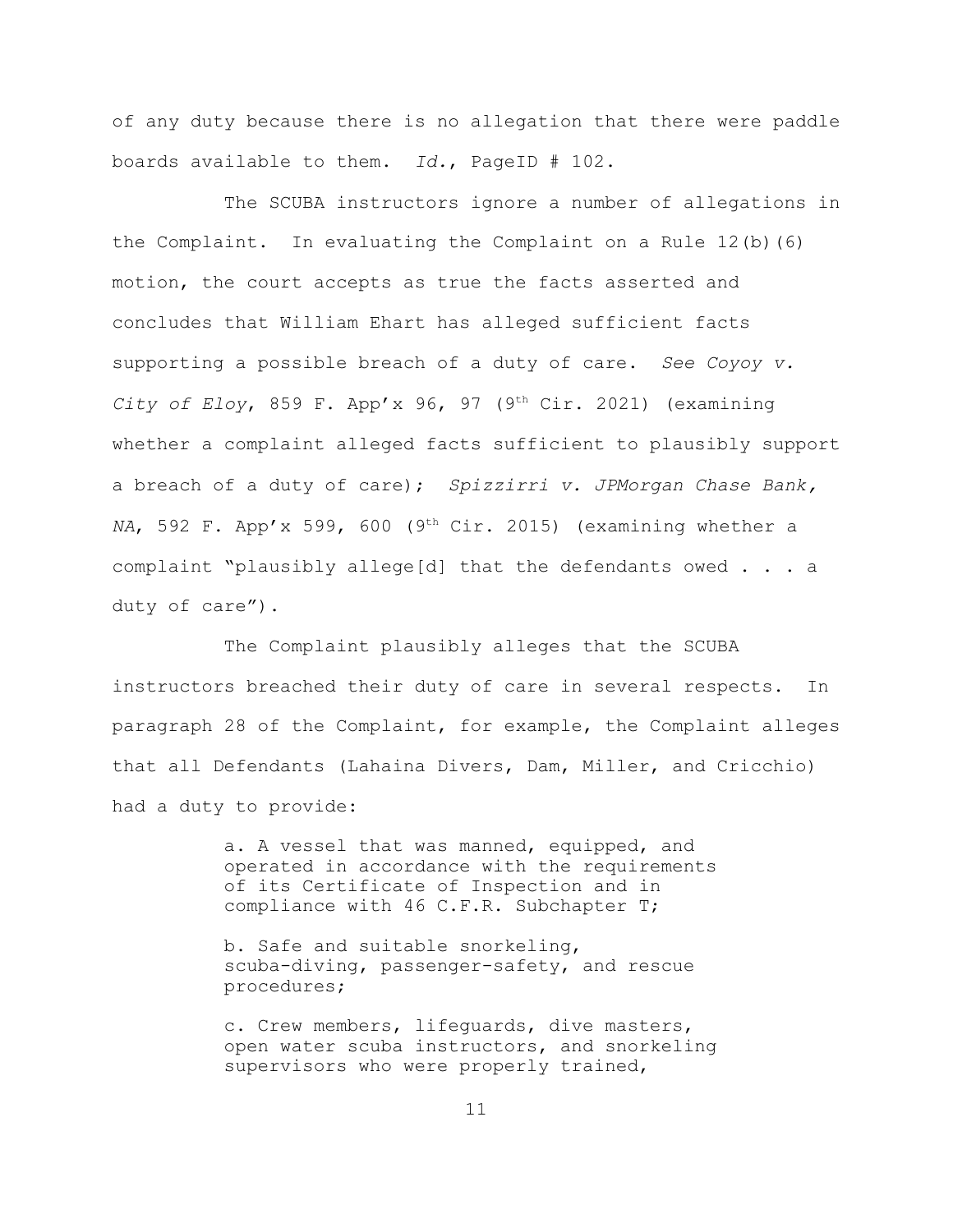of any duty because there is no allegation that there were paddle boards available to them. *Id.*, PageID # 102.

The SCUBA instructors ignore a number of allegations in the Complaint. In evaluating the Complaint on a Rule 12(b)(6) motion, the court accepts as true the facts asserted and concludes that William Ehart has alleged sufficient facts supporting a possible breach of a duty of care. *See Coyoy v. City of Eloy*, 859 F. App'x 96, 97 (9th Cir. 2021) (examining whether a complaint alleged facts sufficient to plausibly support a breach of a duty of care); *Spizzirri v. JPMorgan Chase Bank, NA*, 592 F. App'x 599, 600 (9th Cir. 2015) (examining whether a complaint "plausibly allege[d] that the defendants owed . . . a duty of care").

The Complaint plausibly alleges that the SCUBA instructors breached their duty of care in several respects. In paragraph 28 of the Complaint, for example, the Complaint alleges that all Defendants (Lahaina Divers, Dam, Miller, and Cricchio) had a duty to provide:

> a. A vessel that was manned, equipped, and operated in accordance with the requirements of its Certificate of Inspection and in compliance with 46 C.F.R. Subchapter T;
>
> b. Safe and suitable snorkeling, scuba-diving, passenger-safety, and rescue procedures;
>
> c. Crew members, lifeguards, dive masters, open water scuba instructors, and snorkeling supervisors who were properly trained,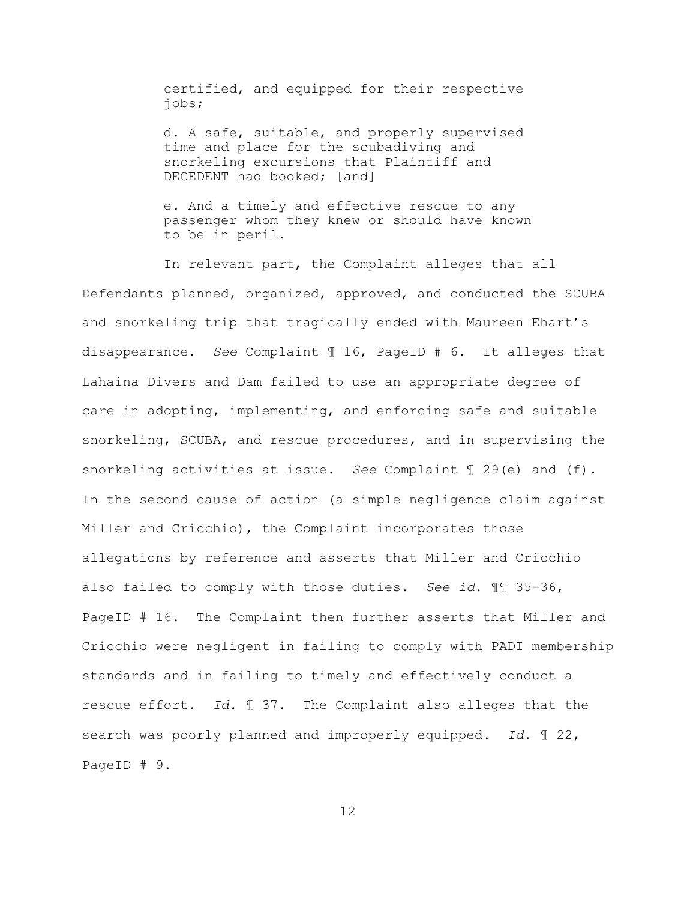certified, and equipped for their respective jobs;

d. A safe, suitable, and properly supervised time and place for the scubadiving and snorkeling excursions that Plaintiff and DECEDENT had booked; [and]

e. And a timely and effective rescue to any passenger whom they knew or should have known to be in peril.

In relevant part, the Complaint alleges that all Defendants planned, organized, approved, and conducted the SCUBA and snorkeling trip that tragically ended with Maureen Ehart's disappearance. *See* Complaint ¶ 16, PageID # 6. It alleges that Lahaina Divers and Dam failed to use an appropriate degree of care in adopting, implementing, and enforcing safe and suitable snorkeling, SCUBA, and rescue procedures, and in supervising the snorkeling activities at issue. *See* Complaint ¶ 29(e) and (f). In the second cause of action (a simple negligence claim against Miller and Cricchio), the Complaint incorporates those allegations by reference and asserts that Miller and Cricchio also failed to comply with those duties. *See id.* ¶¶ 35-36, PageID # 16. The Complaint then further asserts that Miller and Cricchio were negligent in failing to comply with PADI membership standards and in failing to timely and effectively conduct a rescue effort. *Id.* ¶ 37. The Complaint also alleges that the search was poorly planned and improperly equipped. *Id.* ¶ 22, PageID # 9.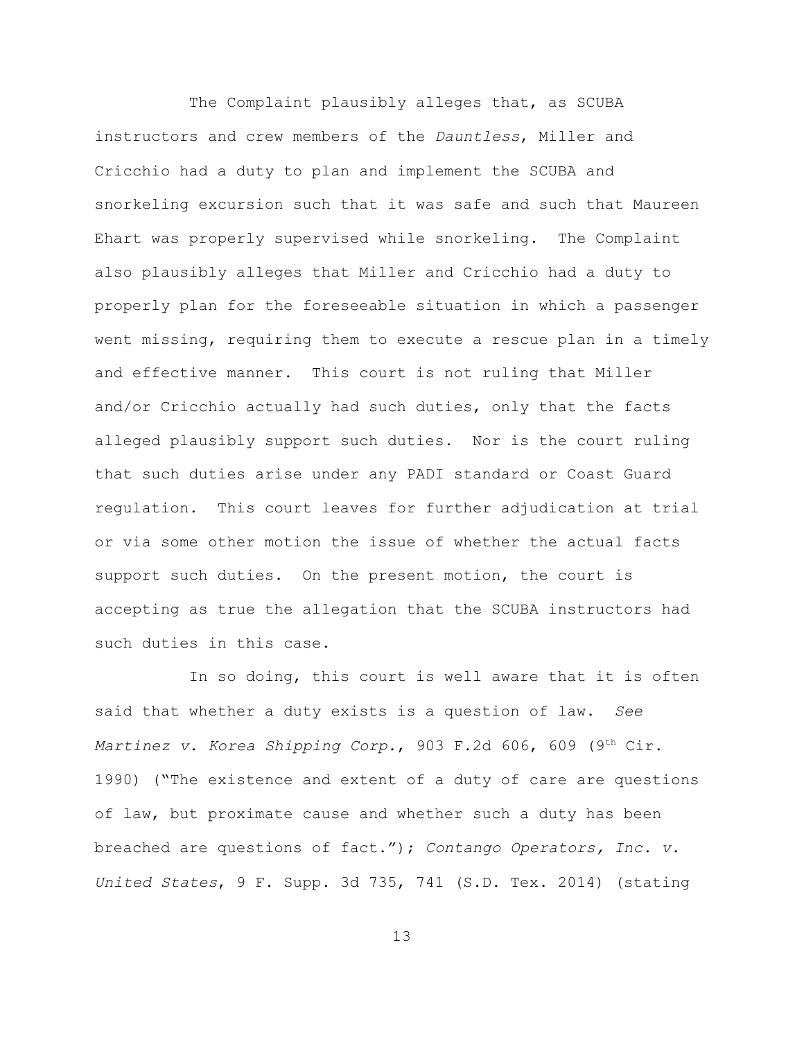The Complaint plausibly alleges that, as SCUBA instructors and crew members of the *Dauntless*, Miller and Cricchio had a duty to plan and implement the SCUBA and snorkeling excursion such that it was safe and such that Maureen Ehart was properly supervised while snorkeling. The Complaint also plausibly alleges that Miller and Cricchio had a duty to properly plan for the foreseeable situation in which a passenger went missing, requiring them to execute a rescue plan in a timely and effective manner. This court is not ruling that Miller and/or Cricchio actually had such duties, only that the facts alleged plausibly support such duties. Nor is the court ruling that such duties arise under any PADI standard or Coast Guard regulation. This court leaves for further adjudication at trial or via some other motion the issue of whether the actual facts support such duties. On the present motion, the court is accepting as true the allegation that the SCUBA instructors had such duties in this case.

In so doing, this court is well aware that it is often said that whether a duty exists is a question of law. *See Martinez v. Korea Shipping Corp.*, 903 F.2d 606, 609 (9th Cir. 1990) ("The existence and extent of a duty of care are questions of law, but proximate cause and whether such a duty has been breached are questions of fact."); *Contango Operators, Inc. v. United States*, 9 F. Supp. 3d 735, 741 (S.D. Tex. 2014) (stating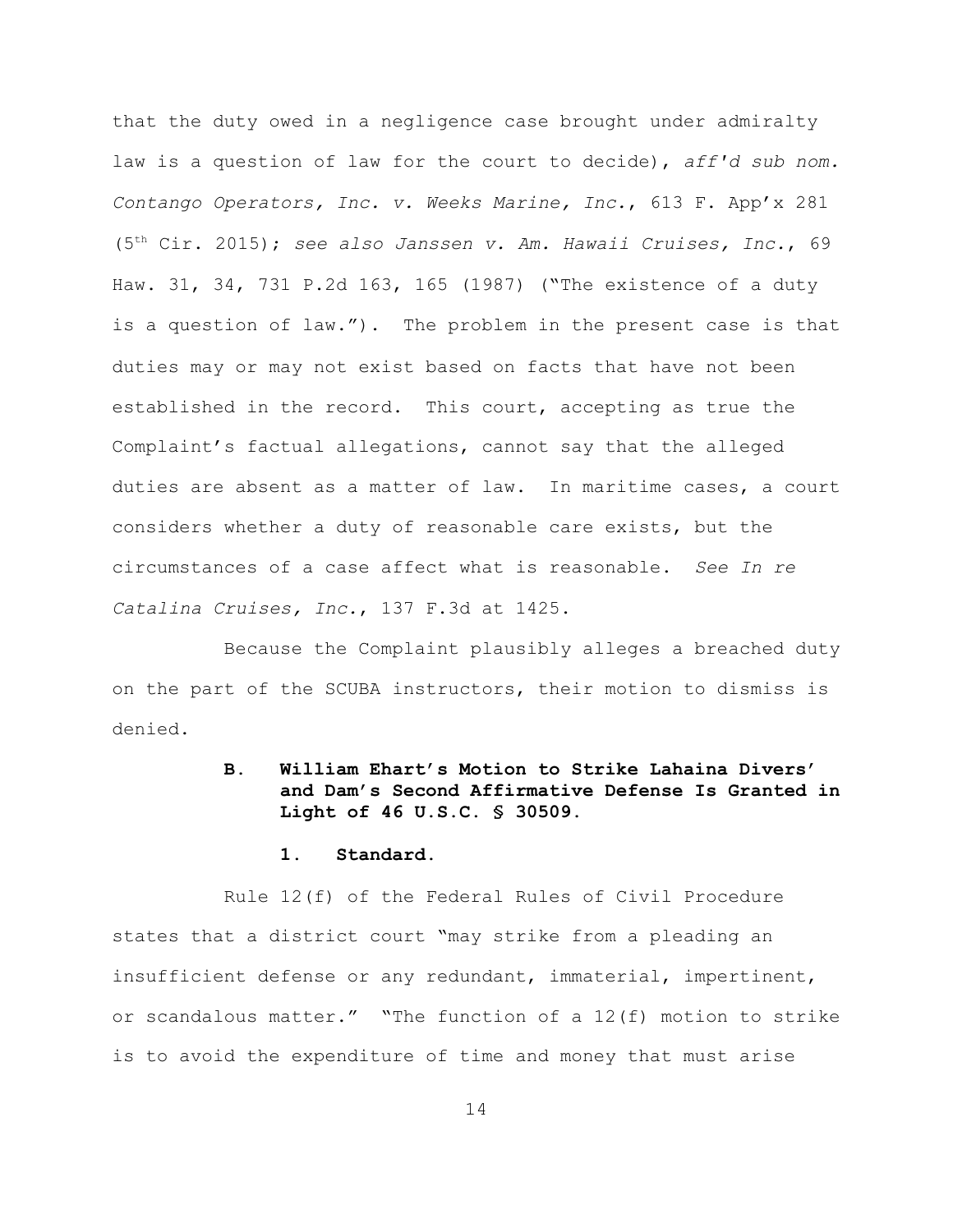that the duty owed in a negligence case brought under admiralty law is a question of law for the court to decide), *aff'd sub nom. Contango Operators, Inc. v. Weeks Marine, Inc.*, 613 F. App'x 281 (5th Cir. 2015); *see also Janssen v. Am. Hawaii Cruises, Inc.*, 69 Haw. 31, 34, 731 P.2d 163, 165 (1987) ("The existence of a duty is a question of law."). The problem in the present case is that duties may or may not exist based on facts that have not been established in the record. This court, accepting as true the Complaint's factual allegations, cannot say that the alleged duties are absent as a matter of law. In maritime cases, a court considers whether a duty of reasonable care exists, but the circumstances of a case affect what is reasonable. *See In re Catalina Cruises, Inc.*, 137 F.3d at 1425.

Because the Complaint plausibly alleges a breached duty on the part of the SCUBA instructors, their motion to dismiss is denied.

### B. William Ehart's Motion to Strike Lahaina Divers' and Dam's Second Affirmative Defense Is Granted in Light of 46 U.S.C. § 30509.

#### 1. Standard.

Rule 12(f) of the Federal Rules of Civil Procedure states that a district court "may strike from a pleading an insufficient defense or any redundant, immaterial, impertinent, or scandalous matter." "The function of a 12(f) motion to strike is to avoid the expenditure of time and money that must arise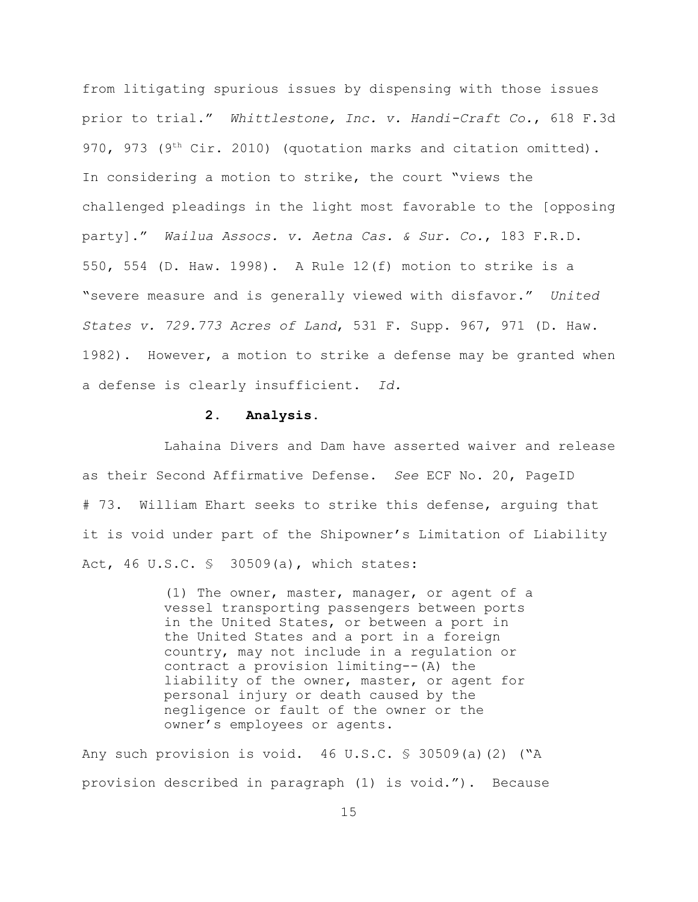from litigating spurious issues by dispensing with those issues prior to trial." *Whittlestone, Inc. v. Handi-Craft Co.*, 618 F.3d 970, 973 (9th Cir. 2010) (quotation marks and citation omitted). In considering a motion to strike, the court "views the challenged pleadings in the light most favorable to the [opposing party]." *Wailua Assocs. v. Aetna Cas. & Sur. Co.*, 183 F.R.D. 550, 554 (D. Haw. 1998). A Rule 12(f) motion to strike is a "severe measure and is generally viewed with disfavor." *United States v. 729.773 Acres of Land*, 531 F. Supp. 967, 971 (D. Haw. 1982). However, a motion to strike a defense may be granted when a defense is clearly insufficient. *Id.*

### 2. Analysis.

Lahaina Divers and Dam have asserted waiver and release as their Second Affirmative Defense. *See* ECF No. 20, PageID # 73. William Ehart seeks to strike this defense, arguing that it is void under part of the Shipowner's Limitation of Liability Act, 46 U.S.C. § 30509(a), which states:

> (1) The owner, master, manager, or agent of a vessel transporting passengers between ports in the United States, or between a port in the United States and a port in a foreign country, may not include in a regulation or contract a provision limiting--(A) the liability of the owner, master, or agent for personal injury or death caused by the negligence or fault of the owner or the owner's employees or agents.

Any such provision is void. 46 U.S.C. § 30509(a)(2) ("A provision described in paragraph (1) is void."). Because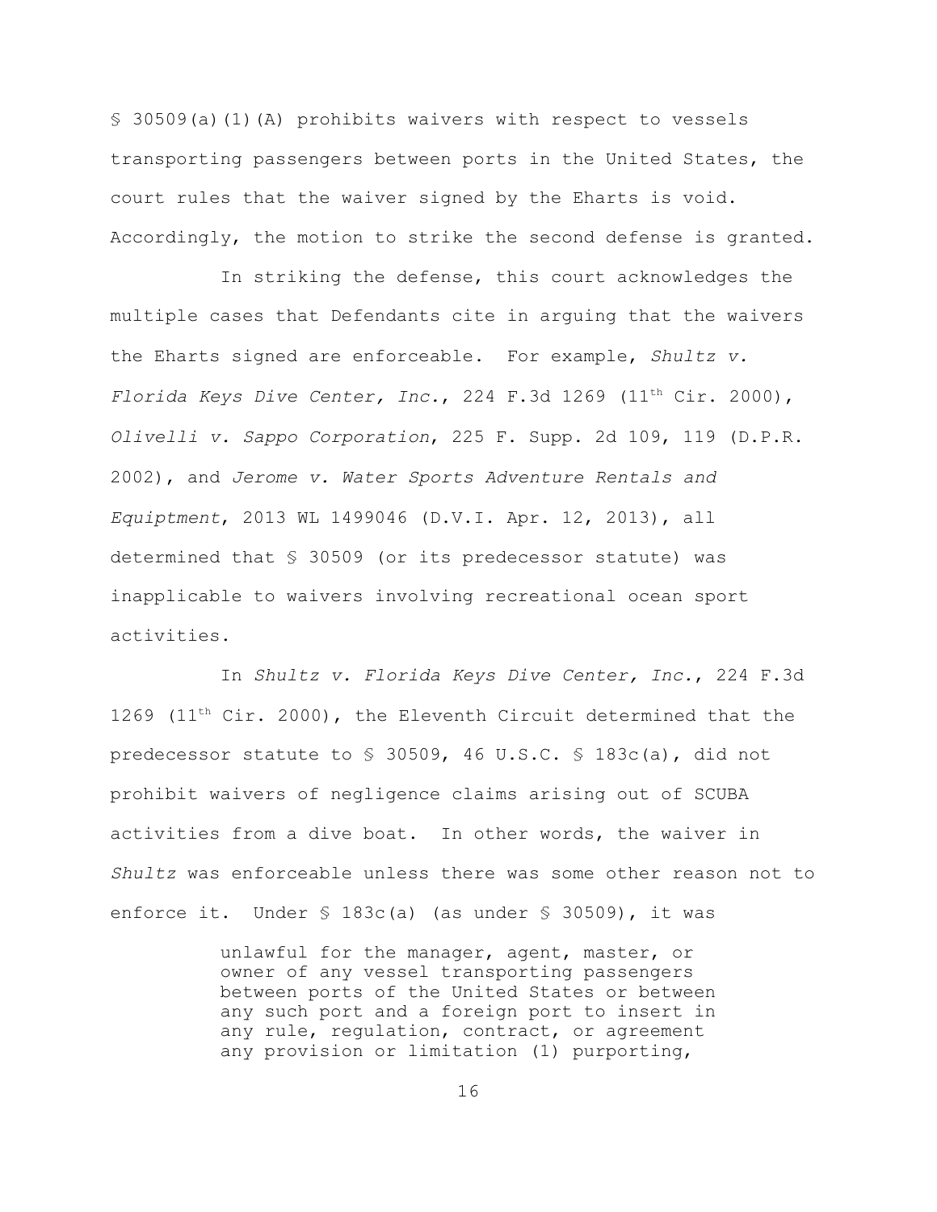§ 30509(a)(1)(A) prohibits waivers with respect to vessels transporting passengers between ports in the United States, the court rules that the waiver signed by the Eharts is void. Accordingly, the motion to strike the second defense is granted.

In striking the defense, this court acknowledges the multiple cases that Defendants cite in arguing that the waivers the Eharts signed are enforceable. For example, *Shultz v. Florida Keys Dive Center, Inc.*, 224 F.3d 1269 (11th Cir. 2000), *Olivelli v. Sappo Corporation*, 225 F. Supp. 2d 109, 119 (D.P.R. 2002), and *Jerome v. Water Sports Adventure Rentals and Equiptment*, 2013 WL 1499046 (D.V.I. Apr. 12, 2013), all determined that § 30509 (or its predecessor statute) was inapplicable to waivers involving recreational ocean sport activities.

In *Shultz v. Florida Keys Dive Center, Inc.*, 224 F.3d 1269 (11th Cir. 2000), the Eleventh Circuit determined that the predecessor statute to § 30509, 46 U.S.C. § 183c(a), did not prohibit waivers of negligence claims arising out of SCUBA activities from a dive boat. In other words, the waiver in *Shultz* was enforceable unless there was some other reason not to enforce it. Under § 183c(a) (as under § 30509), it was

> unlawful for the manager, agent, master, or owner of any vessel transporting passengers between ports of the United States or between any such port and a foreign port to insert in any rule, regulation, contract, or agreement any provision or limitation (1) purporting,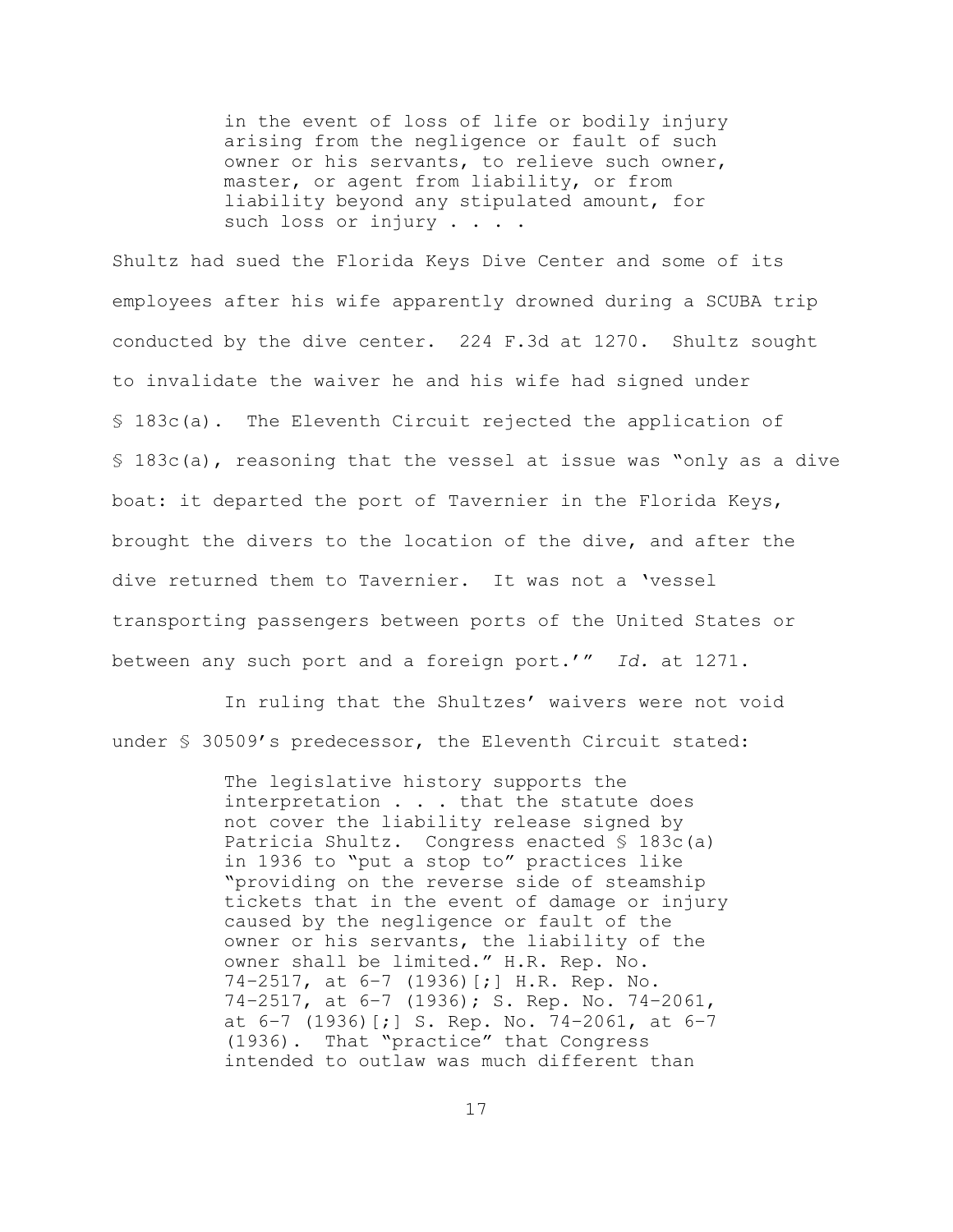> in the event of loss of life or bodily injury arising from the negligence or fault of such owner or his servants, to relieve such owner, master, or agent from liability, or from liability beyond any stipulated amount, for such loss or injury . . . .

Shultz had sued the Florida Keys Dive Center and some of its employees after his wife apparently drowned during a SCUBA trip conducted by the dive center. 224 F.3d at 1270. Shultz sought to invalidate the waiver he and his wife had signed under § 183c(a). The Eleventh Circuit rejected the application of § 183c(a), reasoning that the vessel at issue was "only as a dive boat: it departed the port of Tavernier in the Florida Keys, brought the divers to the location of the dive, and after the dive returned them to Tavernier. It was not a 'vessel transporting passengers between ports of the United States or between any such port and a foreign port.'" *Id.* at 1271.

In ruling that the Shultzes' waivers were not void under § 30509's predecessor, the Eleventh Circuit stated:

> The legislative history supports the interpretation . . . that the statute does not cover the liability release signed by Patricia Shultz. Congress enacted § 183c(a) in 1936 to "put a stop to" practices like "providing on the reverse side of steamship tickets that in the event of damage or injury caused by the negligence or fault of the owner or his servants, the liability of the owner shall be limited." H.R. Rep. No. 74-2517, at 6-7 (1936)[;] H.R. Rep. No. 74-2517, at 6-7 (1936); S. Rep. No. 74-2061, at 6-7 (1936)[;] S. Rep. No. 74-2061, at 6-7 (1936). That "practice" that Congress intended to outlaw was much different than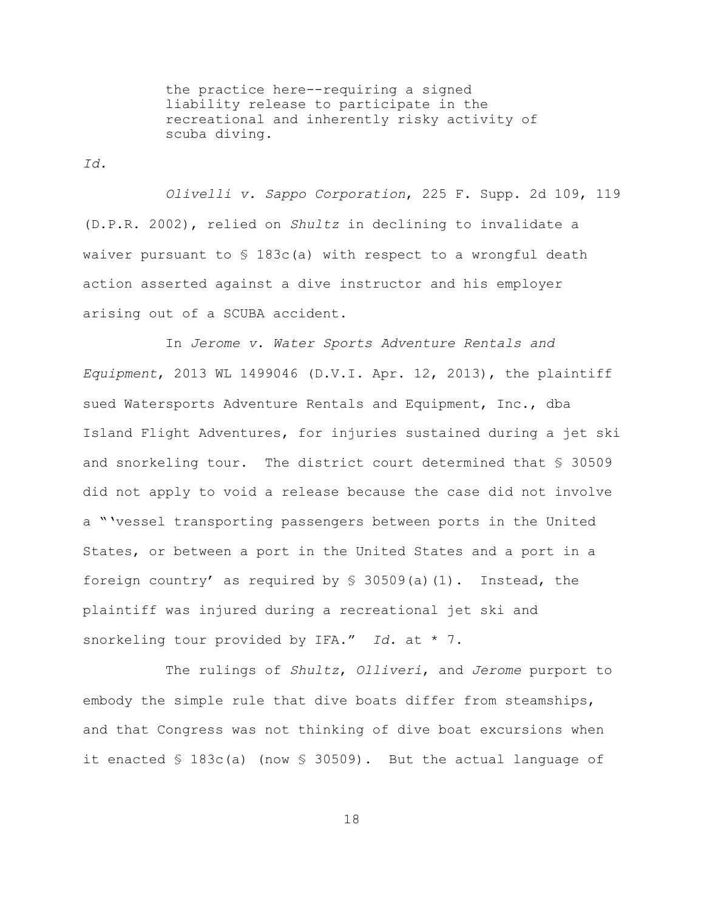> the practice here--requiring a signed liability release to participate in the recreational and inherently risky activity of scuba diving.

*Id.*

*Olivelli v. Sappo Corporation*, 225 F. Supp. 2d 109, 119 (D.P.R. 2002), relied on *Shultz* in declining to invalidate a waiver pursuant to § 183c(a) with respect to a wrongful death action asserted against a dive instructor and his employer arising out of a SCUBA accident.

In *Jerome v. Water Sports Adventure Rentals and Equipment*, 2013 WL 1499046 (D.V.I. Apr. 12, 2013), the plaintiff sued Watersports Adventure Rentals and Equipment, Inc., dba Island Flight Adventures, for injuries sustained during a jet ski and snorkeling tour. The district court determined that § 30509 did not apply to void a release because the case did not involve a "'vessel transporting passengers between ports in the United States, or between a port in the United States and a port in a foreign country' as required by § 30509(a)(1). Instead, the plaintiff was injured during a recreational jet ski and snorkeling tour provided by IFA." *Id.* at * 7.

The rulings of *Shultz*, *Olliveri*, and *Jerome* purport to embody the simple rule that dive boats differ from steamships, and that Congress was not thinking of dive boat excursions when it enacted § 183c(a) (now § 30509). But the actual language of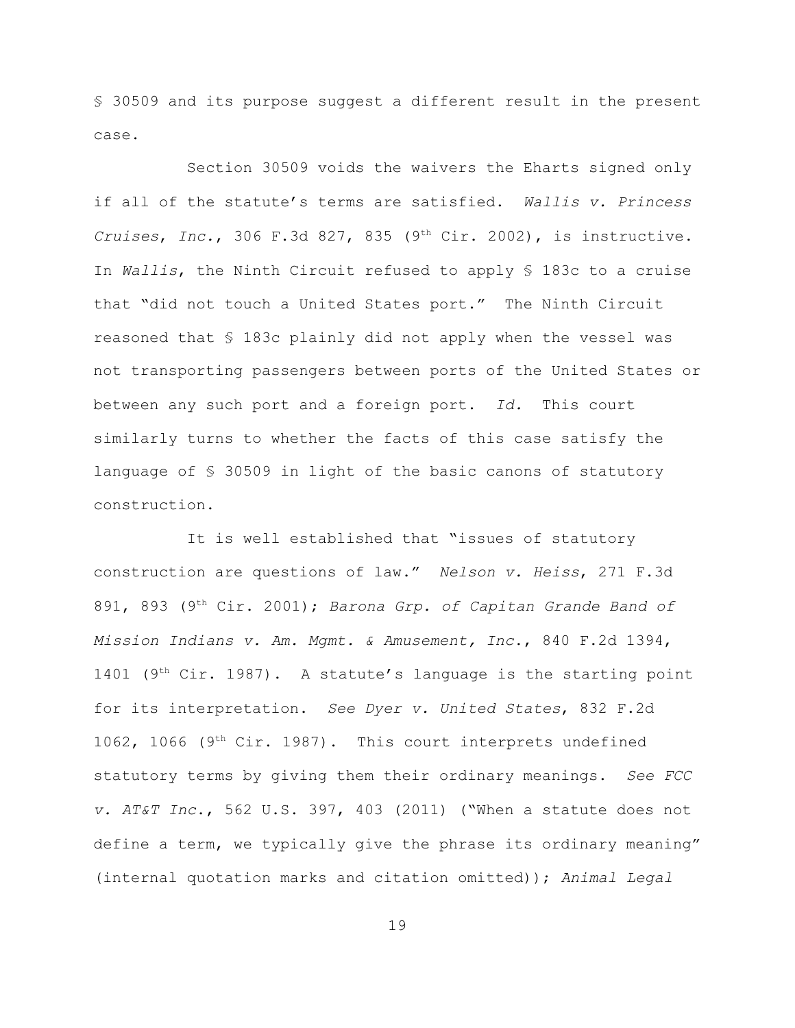§ 30509 and its purpose suggest a different result in the present case.

Section 30509 voids the waivers the Eharts signed only if all of the statute's terms are satisfied. *Wallis v. Princess Cruises, Inc.*, 306 F.3d 827, 835 (9th Cir. 2002), is instructive. In *Wallis*, the Ninth Circuit refused to apply § 183c to a cruise that "did not touch a United States port." The Ninth Circuit reasoned that § 183c plainly did not apply when the vessel was not transporting passengers between ports of the United States or between any such port and a foreign port. *Id.* This court similarly turns to whether the facts of this case satisfy the language of § 30509 in light of the basic canons of statutory construction.

It is well established that "issues of statutory construction are questions of law." *Nelson v. Heiss*, 271 F.3d 891, 893 (9th Cir. 2001); *Barona Grp. of Capitan Grande Band of Mission Indians v. Am. Mgmt. & Amusement, Inc.*, 840 F.2d 1394, 1401 (9th Cir. 1987). A statute's language is the starting point for its interpretation. *See Dyer v. United States*, 832 F.2d 1062, 1066 (9th Cir. 1987). This court interprets undefined statutory terms by giving them their ordinary meanings. *See FCC v. AT&T Inc.*, 562 U.S. 397, 403 (2011) ("When a statute does not define a term, we typically give the phrase its ordinary meaning" (internal quotation marks and citation omitted)); *Animal Legal*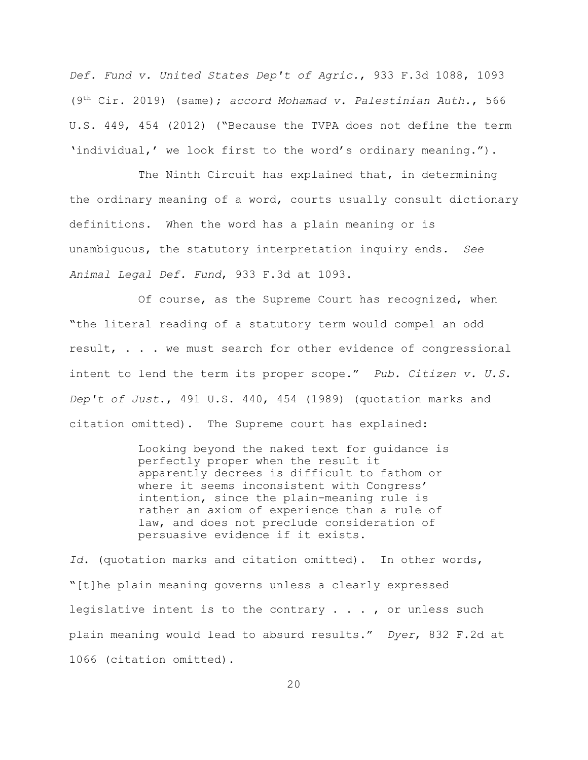*Def. Fund v. United States Dep't of Agric.*, 933 F.3d 1088, 1093 (9th Cir. 2019) (same); *accord Mohamad v. Palestinian Auth.*, 566 U.S. 449, 454 (2012) ("Because the TVPA does not define the term 'individual,' we look first to the word's ordinary meaning.").

The Ninth Circuit has explained that, in determining the ordinary meaning of a word, courts usually consult dictionary definitions. When the word has a plain meaning or is unambiguous, the statutory interpretation inquiry ends. *See Animal Legal Def. Fund*, 933 F.3d at 1093.

Of course, as the Supreme Court has recognized, when "the literal reading of a statutory term would compel an odd result, . . . we must search for other evidence of congressional intent to lend the term its proper scope." *Pub. Citizen v. U.S. Dep't of Just.*, 491 U.S. 440, 454 (1989) (quotation marks and citation omitted). The Supreme court has explained:

> Looking beyond the naked text for guidance is perfectly proper when the result it apparently decrees is difficult to fathom or where it seems inconsistent with Congress' intention, since the plain-meaning rule is rather an axiom of experience than a rule of law, and does not preclude consideration of persuasive evidence if it exists.

*Id.* (quotation marks and citation omitted). In other words, "[t]he plain meaning governs unless a clearly expressed legislative intent is to the contrary . . . , or unless such plain meaning would lead to absurd results." *Dyer*, 832 F.2d at 1066 (citation omitted).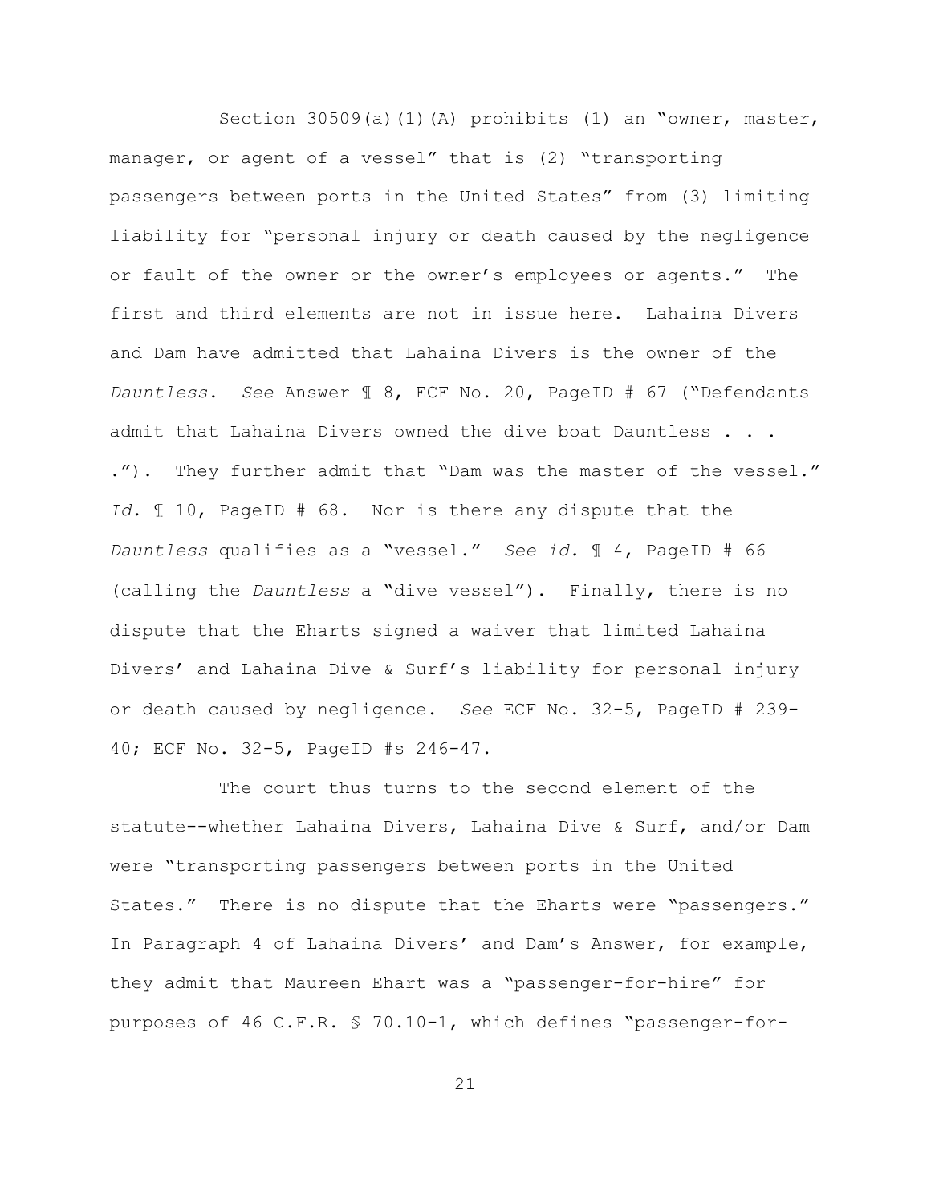Section 30509(a)(1)(A) prohibits (1) an "owner, master, manager, or agent of a vessel" that is (2) "transporting passengers between ports in the United States" from (3) limiting liability for "personal injury or death caused by the negligence or fault of the owner or the owner's employees or agents." The first and third elements are not in issue here. Lahaina Divers and Dam have admitted that Lahaina Divers is the owner of the *Dauntless*. *See* Answer ¶ 8, ECF No. 20, PageID # 67 ("Defendants admit that Lahaina Divers owned the dive boat Dauntless . . . ."). They further admit that "Dam was the master of the vessel." *Id.* ¶ 10, PageID # 68. Nor is there any dispute that the *Dauntless* qualifies as a "vessel." *See id.* ¶ 4, PageID # 66 (calling the *Dauntless* a "dive vessel"). Finally, there is no dispute that the Eharts signed a waiver that limited Lahaina Divers' and Lahaina Dive & Surf's liability for personal injury or death caused by negligence. *See* ECF No. 32-5, PageID # 239-40; ECF No. 32-5, PageID #s 246-47.

The court thus turns to the second element of the statute--whether Lahaina Divers, Lahaina Dive & Surf, and/or Dam were "transporting passengers between ports in the United States." There is no dispute that the Eharts were "passengers." In Paragraph 4 of Lahaina Divers' and Dam's Answer, for example, they admit that Maureen Ehart was a "passenger-for-hire" for purposes of 46 C.F.R. § 70.10-1, which defines "passenger-for-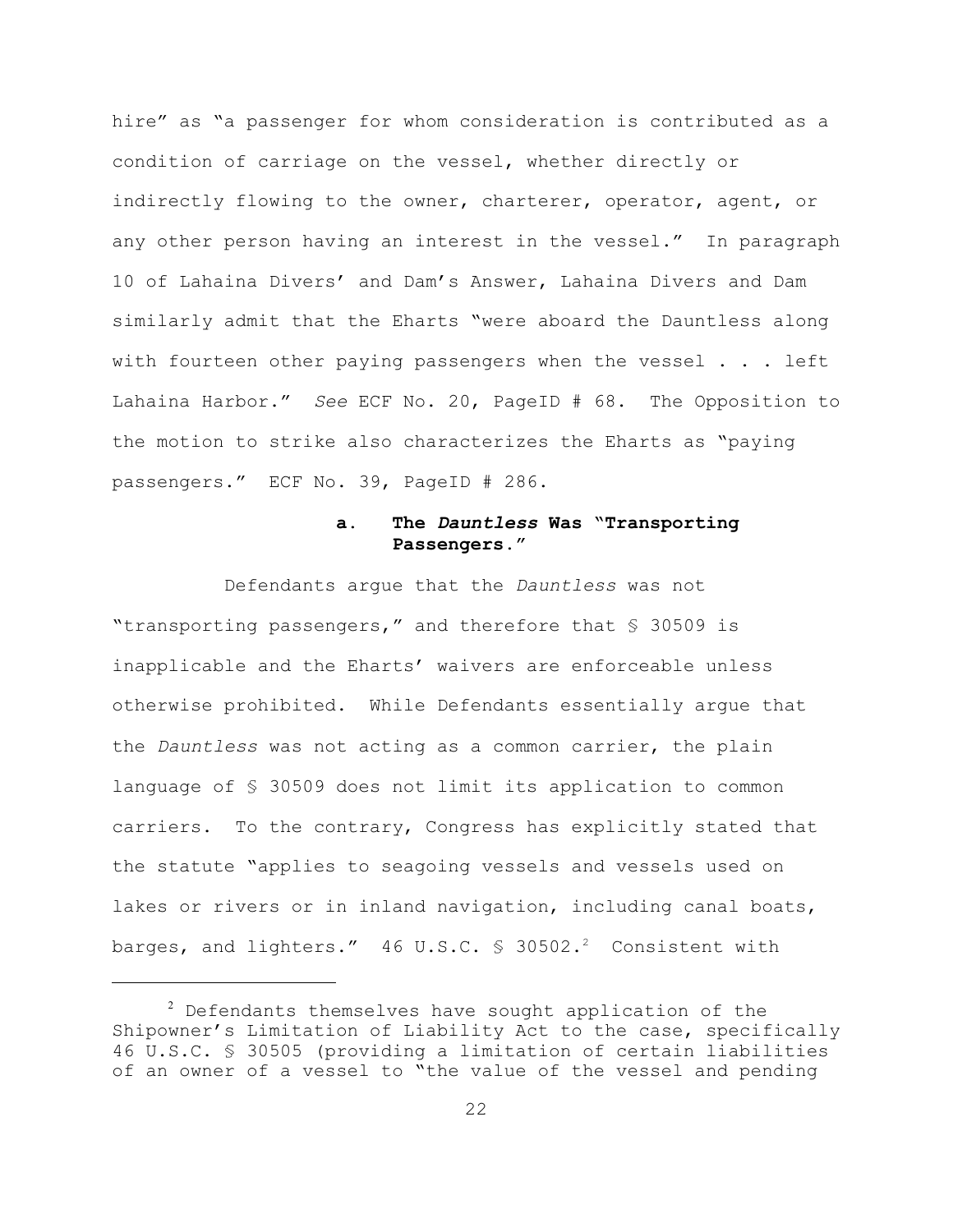hire" as "a passenger for whom consideration is contributed as a condition of carriage on the vessel, whether directly or indirectly flowing to the owner, charterer, operator, agent, or any other person having an interest in the vessel." In paragraph 10 of Lahaina Divers' and Dam's Answer, Lahaina Divers and Dam similarly admit that the Eharts "were aboard the Dauntless along with fourteen other paying passengers when the vessel . . . left Lahaina Harbor." *See* ECF No. 20, PageID # 68. The Opposition to the motion to strike also characterizes the Eharts as "paying passengers." ECF No. 39, PageID # 286.

#### a. The *Dauntless* Was "Transporting Passengers."

Defendants argue that the *Dauntless* was not "transporting passengers," and therefore that § 30509 is inapplicable and the Eharts' waivers are enforceable unless otherwise prohibited. While Defendants essentially argue that the *Dauntless* was not acting as a common carrier, the plain language of § 30509 does not limit its application to common carriers. To the contrary, Congress has explicitly stated that the statute "applies to seagoing vessels and vessels used on lakes or rivers or in inland navigation, including canal boats, barges, and lighters." 46 U.S.C. § 30502.[2] Consistent with

[2] Defendants themselves have sought application of the Shipowner's Limitation of Liability Act to the case, specifically 46 U.S.C. § 30505 (providing a limitation of certain liabilities of an owner of a vessel to "the value of the vessel and pending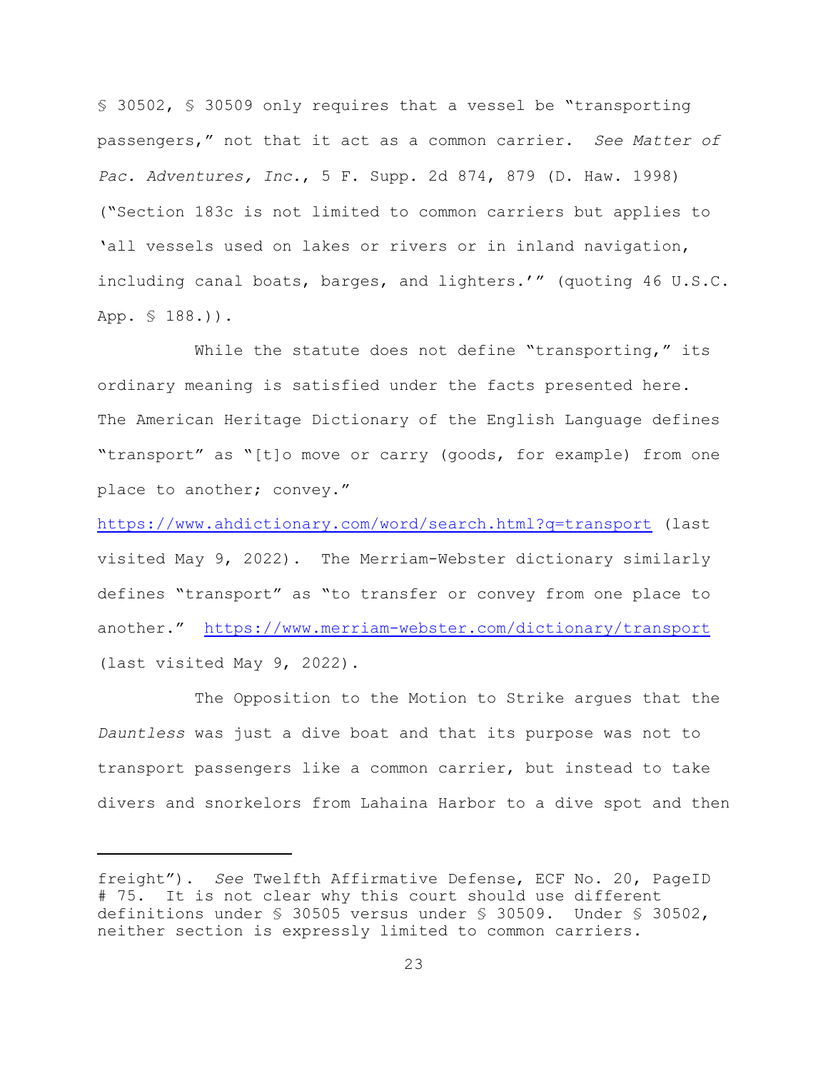§ 30502, § 30509 only requires that a vessel be "transporting passengers," not that it act as a common carrier. *See Matter of Pac. Adventures, Inc.*, 5 F. Supp. 2d 874, 879 (D. Haw. 1998) ("Section 183c is not limited to common carriers but applies to 'all vessels used on lakes or rivers or in inland navigation, including canal boats, barges, and lighters.'" (quoting 46 U.S.C. App. § 188.)).

While the statute does not define "transporting," its ordinary meaning is satisfied under the facts presented here. The American Heritage Dictionary of the English Language defines "transport" as "[t]o move or carry (goods, for example) from one place to another; convey." https://www.ahdictionary.com/word/search.html?q=transport (last visited May 9, 2022). The Merriam-Webster dictionary similarly defines "transport" as "to transfer or convey from one place to another." https://www.merriam-webster.com/dictionary/transport (last visited May 9, 2022).

The Opposition to the Motion to Strike argues that the *Dauntless* was just a dive boat and that its purpose was not to transport passengers like a common carrier, but instead to take divers and snorkelors from Lahaina Harbor to a dive spot and then

---

freight"). *See* Twelfth Affirmative Defense, ECF No. 20, PageID # 75. It is not clear why this court should use different definitions under § 30505 versus under § 30509. Under § 30502, neither section is expressly limited to common carriers.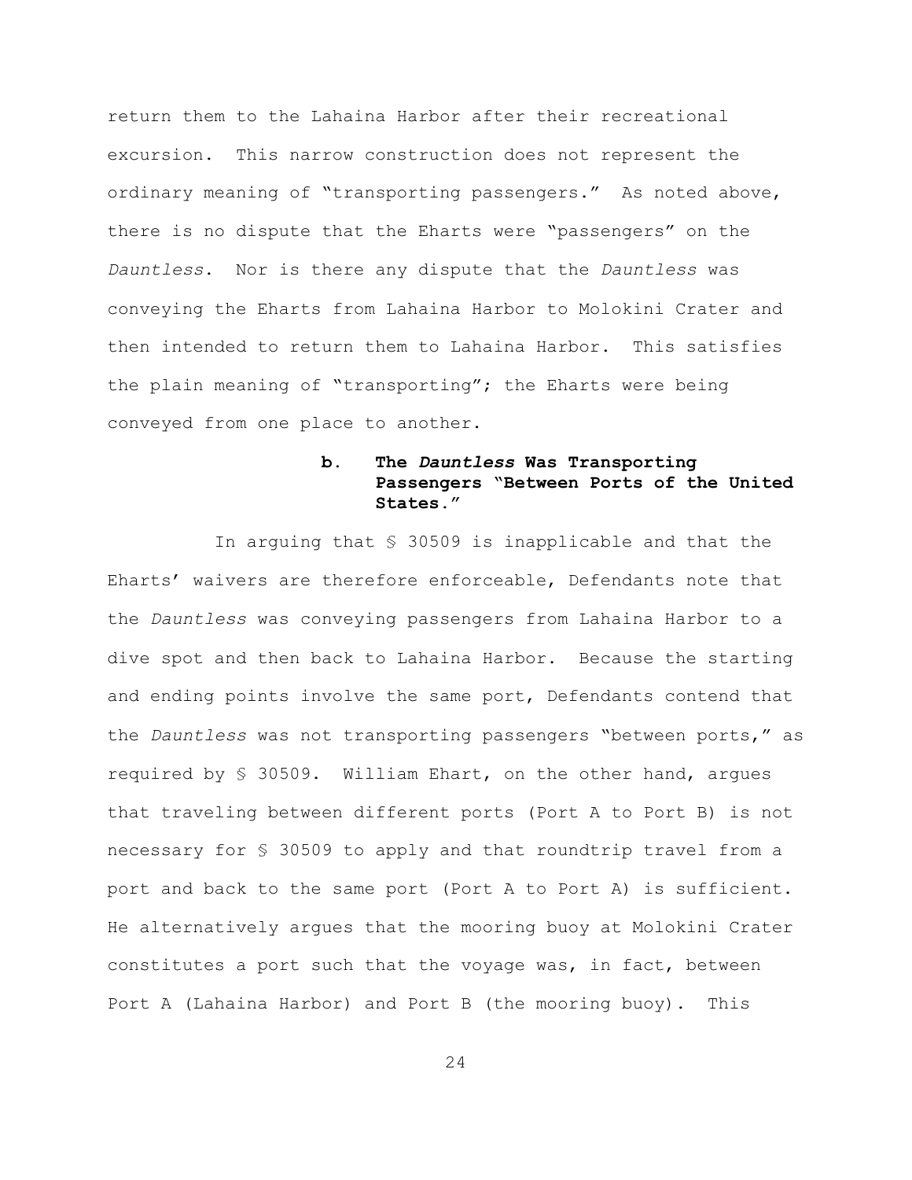return them to the Lahaina Harbor after their recreational excursion. This narrow construction does not represent the ordinary meaning of "transporting passengers." As noted above, there is no dispute that the Eharts were "passengers" on the *Dauntless*. Nor is there any dispute that the *Dauntless* was conveying the Eharts from Lahaina Harbor to Molokini Crater and then intended to return them to Lahaina Harbor. This satisfies the plain meaning of "transporting"; the Eharts were being conveyed from one place to another.

#### b. The *Dauntless* Was Transporting Passengers "Between Ports of the United States."

In arguing that § 30509 is inapplicable and that the Eharts' waivers are therefore enforceable, Defendants note that the *Dauntless* was conveying passengers from Lahaina Harbor to a dive spot and then back to Lahaina Harbor. Because the starting and ending points involve the same port, Defendants contend that the *Dauntless* was not transporting passengers "between ports," as required by § 30509. William Ehart, on the other hand, argues that traveling between different ports (Port A to Port B) is not necessary for § 30509 to apply and that roundtrip travel from a port and back to the same port (Port A to Port A) is sufficient. He alternatively argues that the mooring buoy at Molokini Crater constitutes a port such that the voyage was, in fact, between Port A (Lahaina Harbor) and Port B (the mooring buoy). This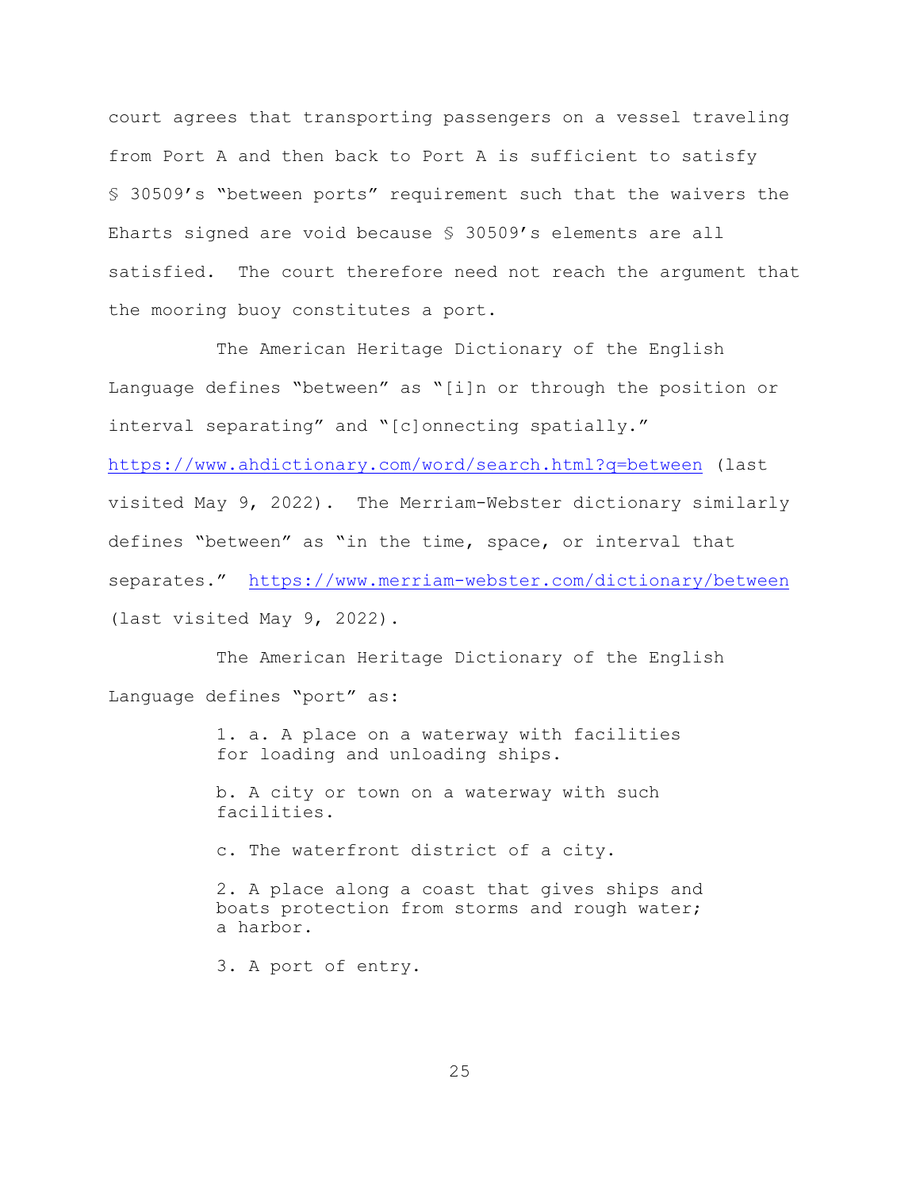court agrees that transporting passengers on a vessel traveling from Port A and then back to Port A is sufficient to satisfy § 30509's "between ports" requirement such that the waivers the Eharts signed are void because § 30509's elements are all satisfied. The court therefore need not reach the argument that the mooring buoy constitutes a port.

The American Heritage Dictionary of the English Language defines "between" as "[i]n or through the position or interval separating" and "[c]onnecting spatially." https://www.ahdictionary.com/word/search.html?q=between (last visited May 9, 2022). The Merriam-Webster dictionary similarly defines "between" as "in the time, space, or interval that separates." https://www.merriam-webster.com/dictionary/between (last visited May 9, 2022).

The American Heritage Dictionary of the English Language defines "port" as:

> 1. a. A place on a waterway with facilities for loading and unloading ships.
>
> b. A city or town on a waterway with such facilities.
>
> c. The waterfront district of a city.
>
> 2. A place along a coast that gives ships and boats protection from storms and rough water; a harbor.
>
> 3. A port of entry.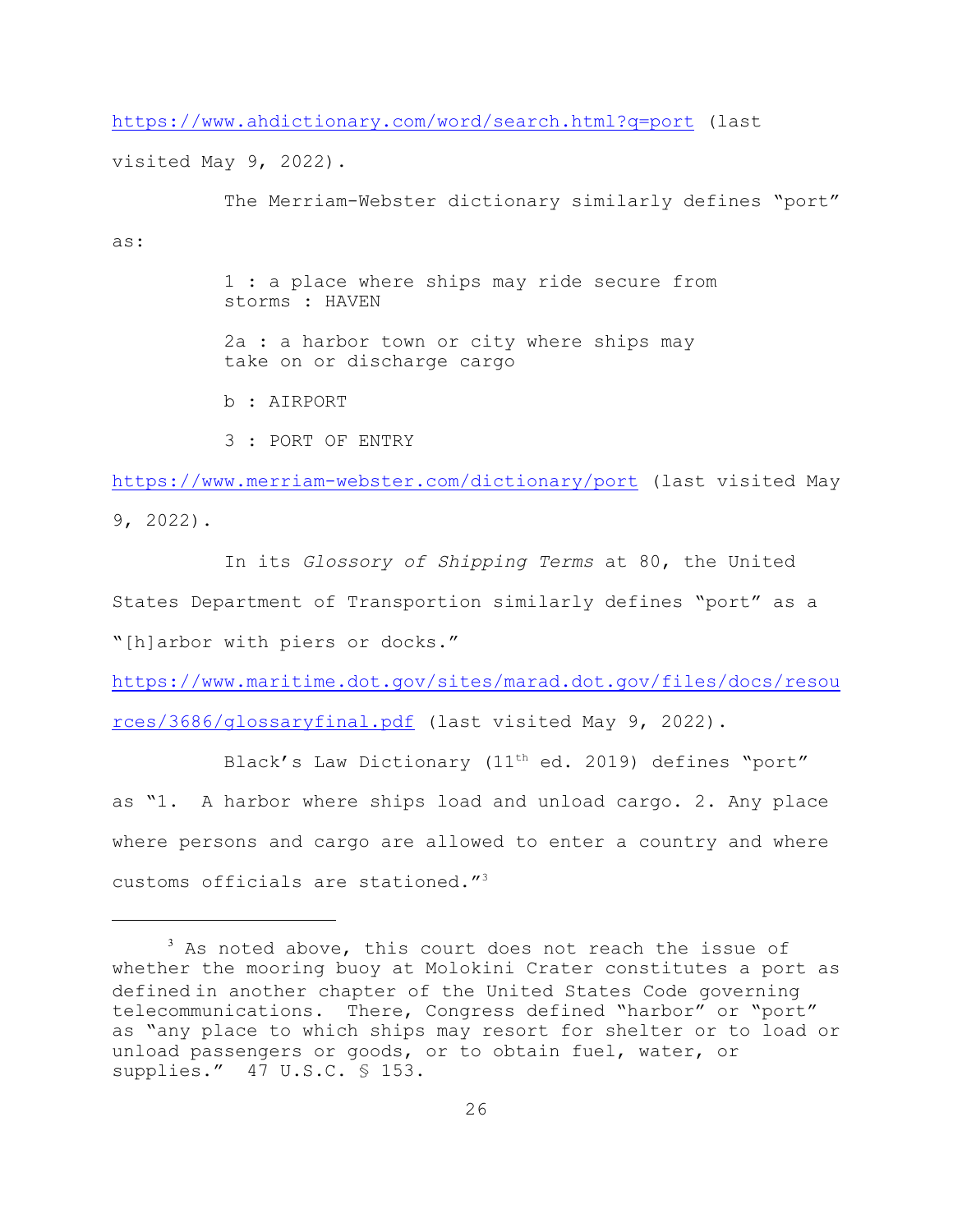https://www.ahdictionary.com/word/search.html?q=port (last visited May 9, 2022).

The Merriam-Webster dictionary similarly defines "port" as:

> 1 : a place where ships may ride secure from storms : HAVEN
>
> 2a : a harbor town or city where ships may take on or discharge cargo
>
> b : AIRPORT
>
> 3 : PORT OF ENTRY

https://www.merriam-webster.com/dictionary/port (last visited May 9, 2022).

In its *Glossory of Shipping Terms* at 80, the United States Department of Transportation similarly defines "port" as a "[h]arbor with piers or docks." https://www.maritime.dot.gov/sites/marad.dot.gov/files/docs/resources/3686/glossaryfinal.pdf (last visited May 9, 2022).

Black's Law Dictionary (11th ed. 2019) defines "port" as "1. A harbor where ships load and unload cargo. 2. Any place where persons and cargo are allowed to enter a country and where customs officials are stationed."[3]

---

[3] As noted above, this court does not reach the issue of whether the mooring buoy at Molokini Crater constitutes a port as defined in another chapter of the United States Code governing telecommunications. There, Congress defined "harbor" or "port" as "any place to which ships may resort for shelter or to load or unload passengers or goods, or to obtain fuel, water, or supplies." 47 U.S.C. § 153.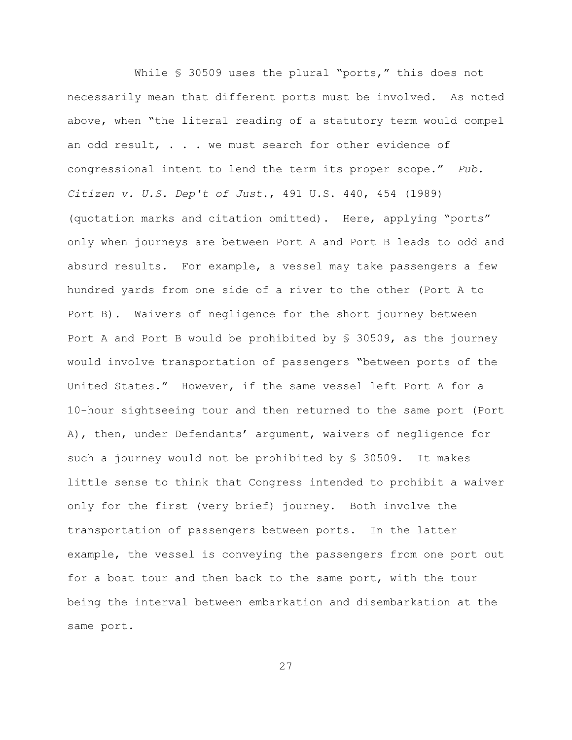While § 30509 uses the plural "ports," this does not necessarily mean that different ports must be involved. As noted above, when "the literal reading of a statutory term would compel an odd result, . . . we must search for other evidence of congressional intent to lend the term its proper scope." *Pub. Citizen v. U.S. Dep't of Just.*, 491 U.S. 440, 454 (1989) (quotation marks and citation omitted). Here, applying "ports" only when journeys are between Port A and Port B leads to odd and absurd results. For example, a vessel may take passengers a few hundred yards from one side of a river to the other (Port A to Port B). Waivers of negligence for the short journey between Port A and Port B would be prohibited by § 30509, as the journey would involve transportation of passengers "between ports of the United States." However, if the same vessel left Port A for a 10-hour sightseeing tour and then returned to the same port (Port A), then, under Defendants' argument, waivers of negligence for such a journey would not be prohibited by § 30509. It makes little sense to think that Congress intended to prohibit a waiver only for the first (very brief) journey. Both involve the transportation of passengers between ports. In the latter example, the vessel is conveying the passengers from one port out for a boat tour and then back to the same port, with the tour being the interval between embarkation and disembarkation at the same port.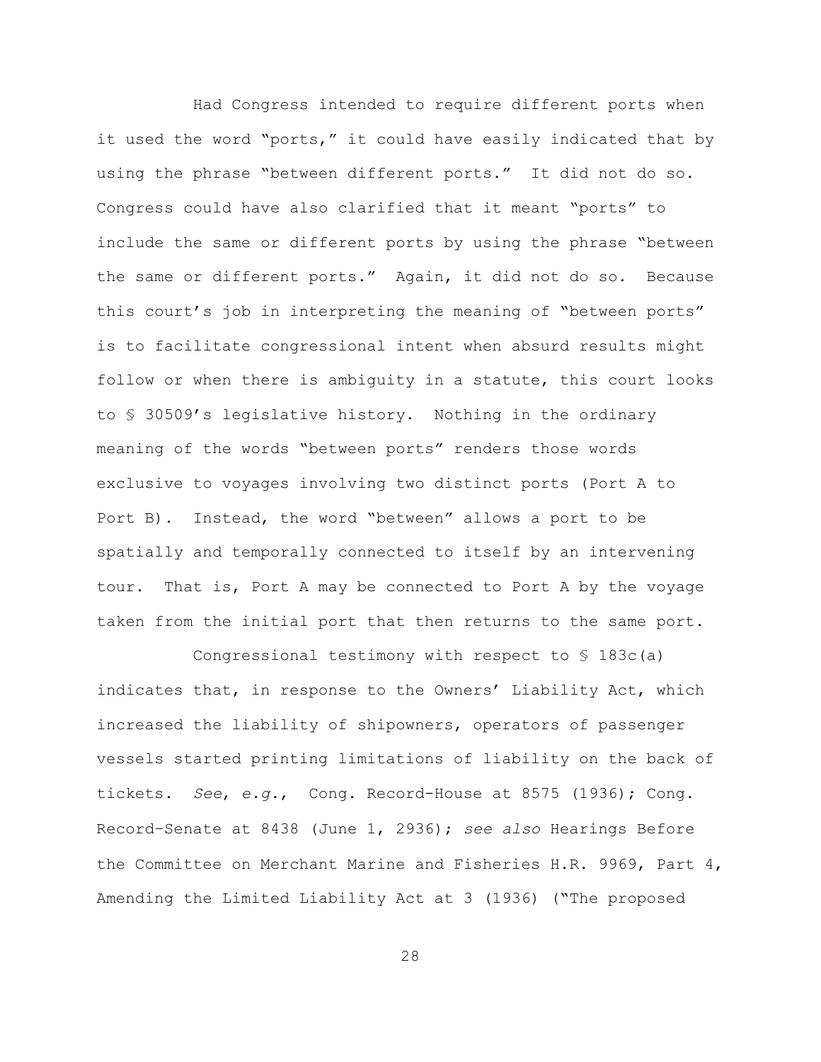Had Congress intended to require different ports when it used the word "ports," it could have easily indicated that by using the phrase "between different ports." It did not do so. Congress could have also clarified that it meant "ports" to include the same or different ports by using the phrase "between the same or different ports." Again, it did not do so. Because this court's job in interpreting the meaning of "between ports" is to facilitate congressional intent when absurd results might follow or when there is ambiguity in a statute, this court looks to § 30509's legislative history. Nothing in the ordinary meaning of the words "between ports" renders those words exclusive to voyages involving two distinct ports (Port A to Port B). Instead, the word "between" allows a port to be spatially and temporally connected to itself by an intervening tour. That is, Port A may be connected to Port A by the voyage taken from the initial port that then returns to the same port.

Congressional testimony with respect to § 183c(a) indicates that, in response to the Owners' Liability Act, which increased the liability of shipowners, operators of passenger vessels started printing limitations of liability on the back of tickets. *See*, *e.g.*, Cong. Record-House at 8575 (1936); Cong. Record–Senate at 8438 (June 1, 2936); *see also* Hearings Before the Committee on Merchant Marine and Fisheries H.R. 9969, Part 4, Amending the Limited Liability Act at 3 (1936) ("The proposed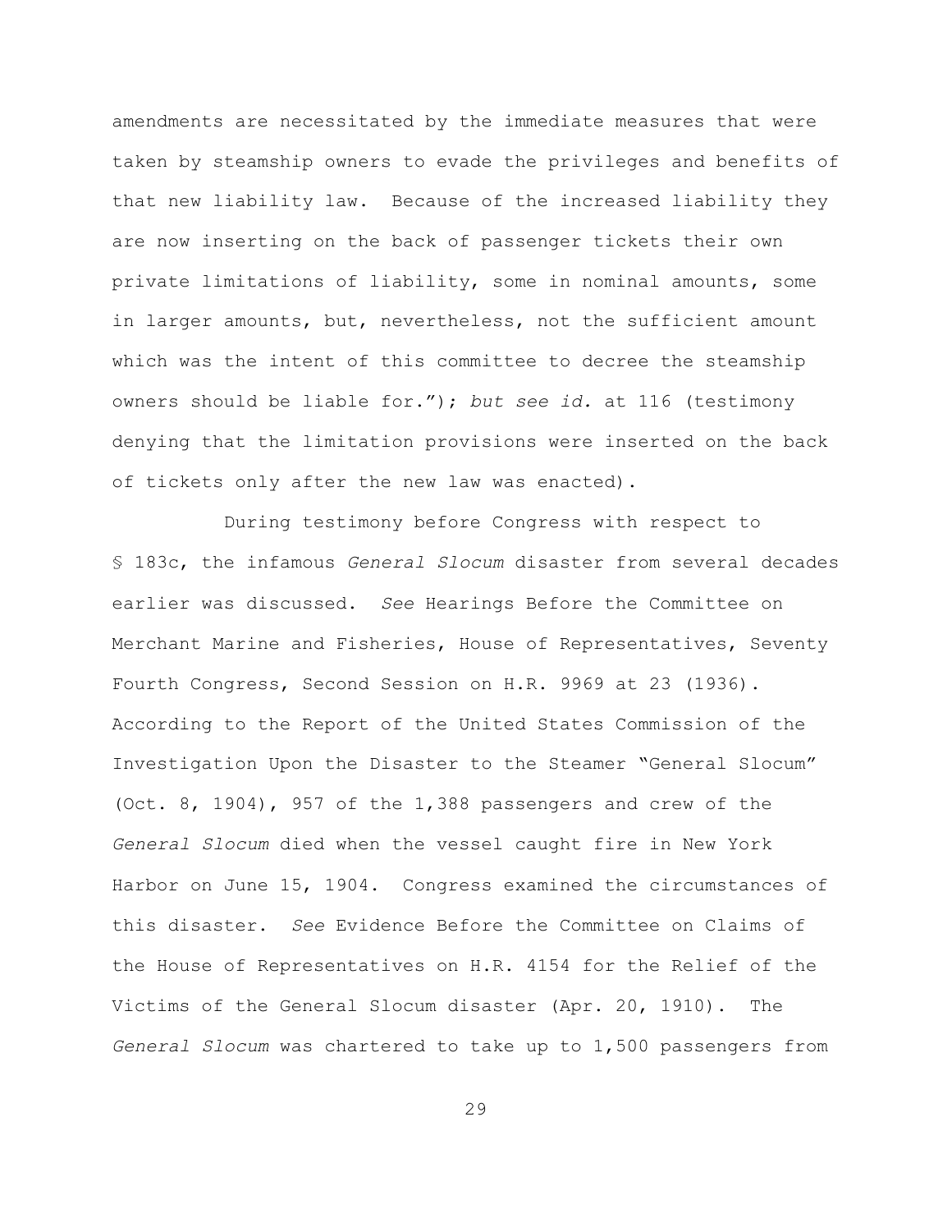amendments are necessitated by the immediate measures that were taken by steamship owners to evade the privileges and benefits of that new liability law. Because of the increased liability they are now inserting on the back of passenger tickets their own private limitations of liability, some in nominal amounts, some in larger amounts, but, nevertheless, not the sufficient amount which was the intent of this committee to decree the steamship owners should be liable for."); *but see id.* at 116 (testimony denying that the limitation provisions were inserted on the back of tickets only after the new law was enacted).

During testimony before Congress with respect to § 183c, the infamous *General Slocum* disaster from several decades earlier was discussed. *See* Hearings Before the Committee on Merchant Marine and Fisheries, House of Representatives, Seventy Fourth Congress, Second Session on H.R. 9969 at 23 (1936). According to the Report of the United States Commission of the Investigation Upon the Disaster to the Steamer "General Slocum" (Oct. 8, 1904), 957 of the 1,388 passengers and crew of the *General Slocum* died when the vessel caught fire in New York Harbor on June 15, 1904. Congress examined the circumstances of this disaster. *See* Evidence Before the Committee on Claims of the House of Representatives on H.R. 4154 for the Relief of the Victims of the General Slocum disaster (Apr. 20, 1910). The *General Slocum* was chartered to take up to 1,500 passengers from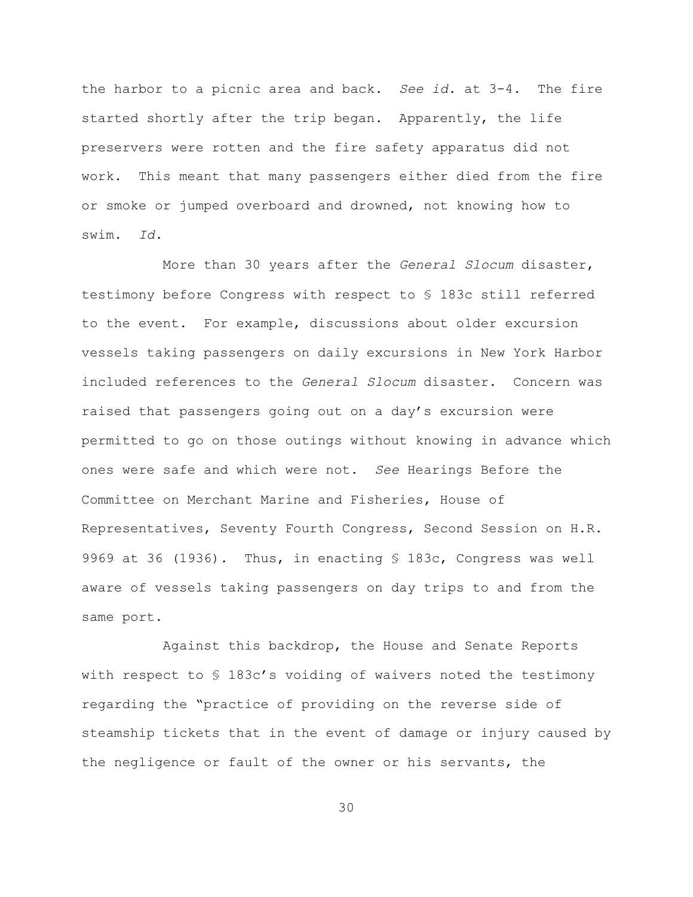the harbor to a picnic area and back. *See id.* at 3-4. The fire started shortly after the trip began. Apparently, the life preservers were rotten and the fire safety apparatus did not work. This meant that many passengers either died from the fire or smoke or jumped overboard and drowned, not knowing how to swim. *Id.*

More than 30 years after the *General Slocum* disaster, testimony before Congress with respect to § 183c still referred to the event. For example, discussions about older excursion vessels taking passengers on daily excursions in New York Harbor included references to the *General Slocum* disaster. Concern was raised that passengers going out on a day's excursion were permitted to go on those outings without knowing in advance which ones were safe and which were not. *See* Hearings Before the Committee on Merchant Marine and Fisheries, House of Representatives, Seventy Fourth Congress, Second Session on H.R. 9969 at 36 (1936). Thus, in enacting § 183c, Congress was well aware of vessels taking passengers on day trips to and from the same port.

Against this backdrop, the House and Senate Reports with respect to § 183c's voiding of waivers noted the testimony regarding the "practice of providing on the reverse side of steamship tickets that in the event of damage or injury caused by the negligence or fault of the owner or his servants, the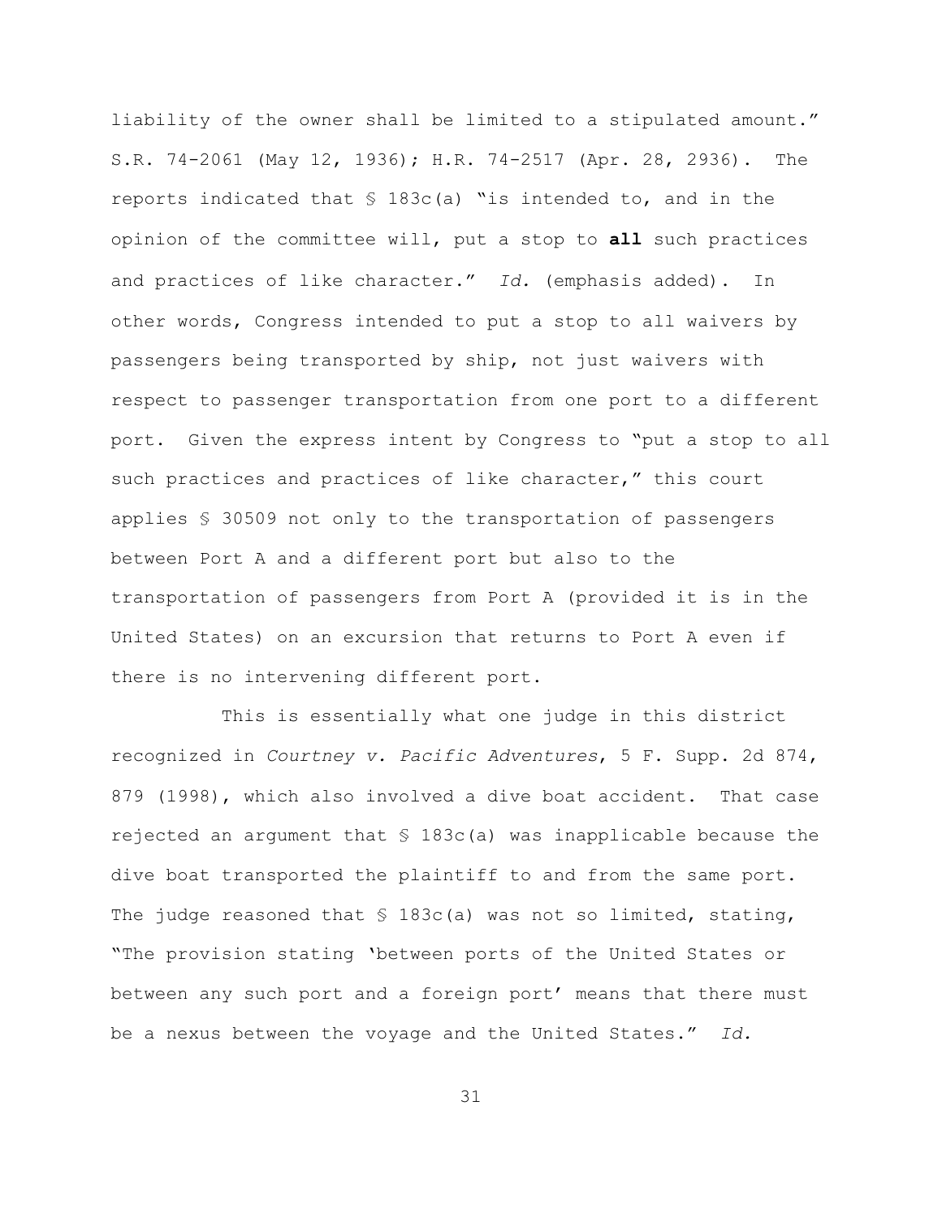liability of the owner shall be limited to a stipulated amount." S.R. 74-2061 (May 12, 1936); H.R. 74-2517 (Apr. 28, 2936). The reports indicated that § 183c(a) "is intended to, and in the opinion of the committee will, put a stop to **all** such practices and practices of like character." *Id.* (emphasis added). In other words, Congress intended to put a stop to all waivers by passengers being transported by ship, not just waivers with respect to passenger transportation from one port to a different port. Given the express intent by Congress to "put a stop to all such practices and practices of like character," this court applies § 30509 not only to the transportation of passengers between Port A and a different port but also to the transportation of passengers from Port A (provided it is in the United States) on an excursion that returns to Port A even if there is no intervening different port.

This is essentially what one judge in this district recognized in *Courtney v. Pacific Adventures*, 5 F. Supp. 2d 874, 879 (1998), which also involved a dive boat accident. That case rejected an argument that § 183c(a) was inapplicable because the dive boat transported the plaintiff to and from the same port. The judge reasoned that § 183c(a) was not so limited, stating, "The provision stating 'between ports of the United States or between any such port and a foreign port' means that there must be a nexus between the voyage and the United States." *Id.*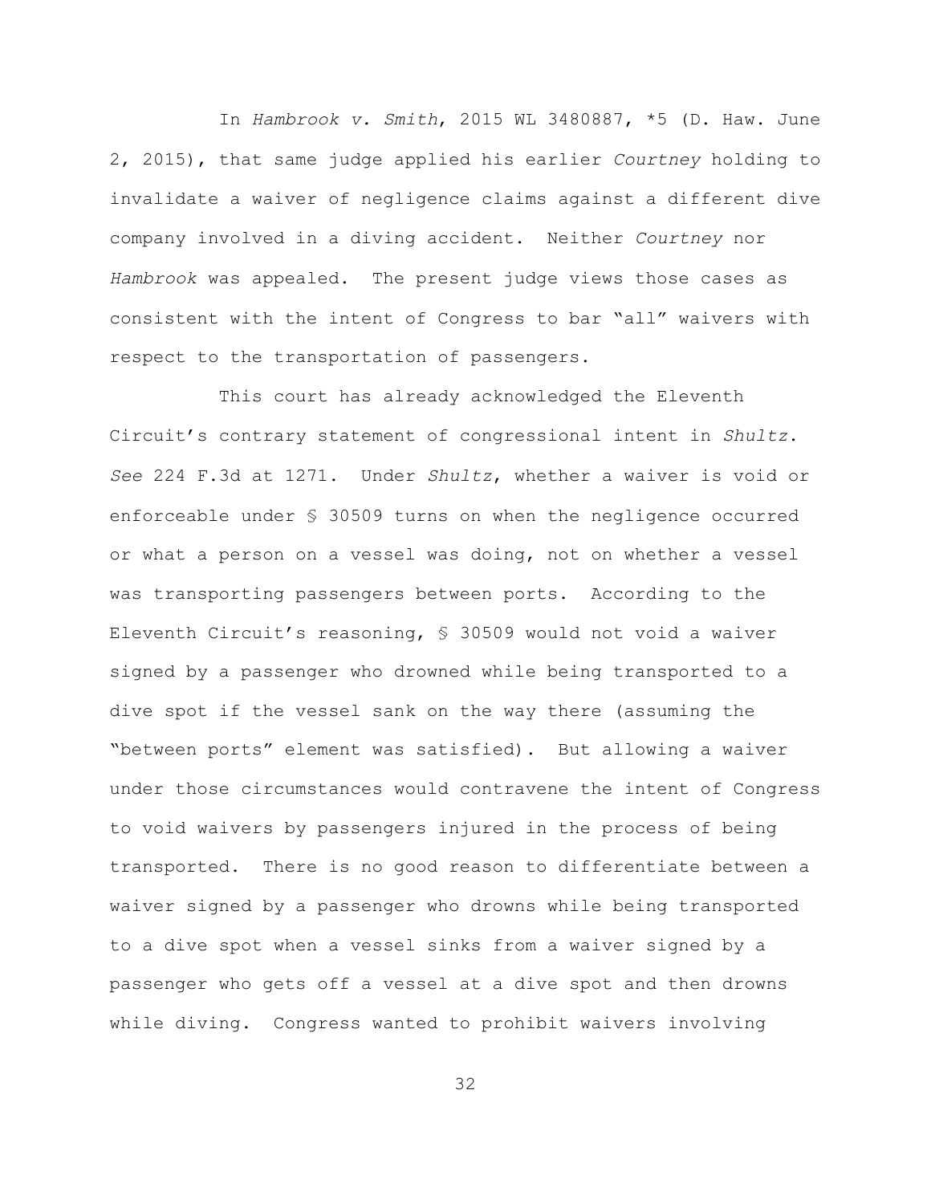In *Hambrook v. Smith*, 2015 WL 3480887, *5 (D. Haw. June 2, 2015), that same judge applied his earlier *Courtney* holding to invalidate a waiver of negligence claims against a different dive company involved in a diving accident. Neither *Courtney* nor *Hambrook* was appealed. The present judge views those cases as consistent with the intent of Congress to bar "all" waivers with respect to the transportation of passengers.

This court has already acknowledged the Eleventh Circuit's contrary statement of congressional intent in *Shultz*. *See* 224 F.3d at 1271. Under *Shultz*, whether a waiver is void or enforceable under § 30509 turns on when the negligence occurred or what a person on a vessel was doing, not on whether a vessel was transporting passengers between ports. According to the Eleventh Circuit's reasoning, § 30509 would not void a waiver signed by a passenger who drowned while being transported to a dive spot if the vessel sank on the way there (assuming the "between ports" element was satisfied). But allowing a waiver under those circumstances would contravene the intent of Congress to void waivers by passengers injured in the process of being transported. There is no good reason to differentiate between a waiver signed by a passenger who drowns while being transported to a dive spot when a vessel sinks from a waiver signed by a passenger who gets off a vessel at a dive spot and then drowns while diving. Congress wanted to prohibit waivers involving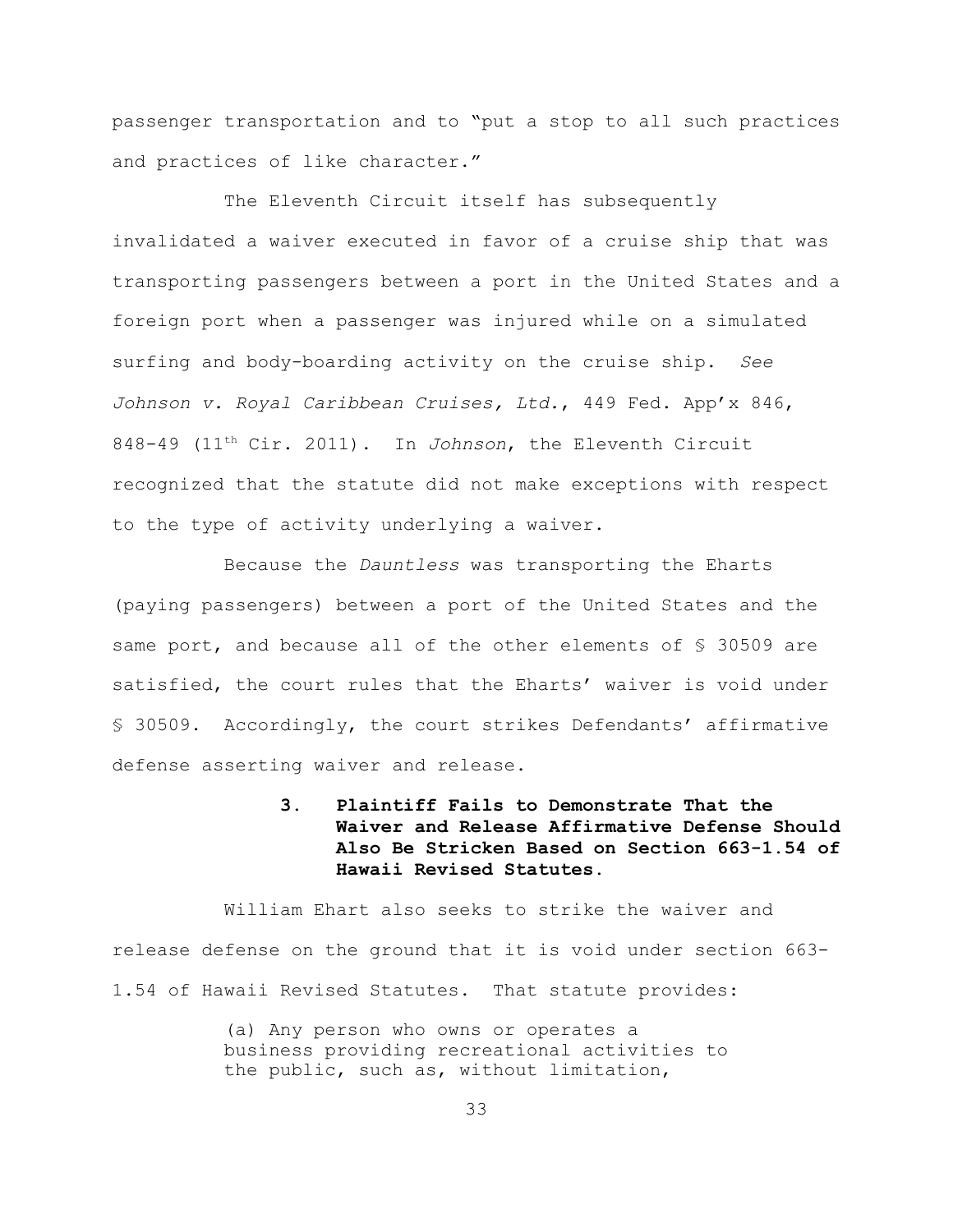passenger transportation and to "put a stop to all such practices and practices of like character."

The Eleventh Circuit itself has subsequently invalidated a waiver executed in favor of a cruise ship that was transporting passengers between a port in the United States and a foreign port when a passenger was injured while on a simulated surfing and body-boarding activity on the cruise ship. *See Johnson v. Royal Caribbean Cruises, Ltd.*, 449 Fed. App'x 846, 848-49 (11th Cir. 2011). In *Johnson*, the Eleventh Circuit recognized that the statute did not make exceptions with respect to the type of activity underlying a waiver.

Because the *Dauntless* was transporting the Eharts (paying passengers) between a port of the United States and the same port, and because all of the other elements of § 30509 are satisfied, the court rules that the Eharts' waiver is void under § 30509. Accordingly, the court strikes Defendants' affirmative defense asserting waiver and release.

### 3. Plaintiff Fails to Demonstrate That the Waiver and Release Affirmative Defense Should Also Be Stricken Based on Section 663-1.54 of Hawaii Revised Statutes.

William Ehart also seeks to strike the waiver and release defense on the ground that it is void under section 663-1.54 of Hawaii Revised Statutes. That statute provides:

> (a) Any person who owns or operates a business providing recreational activities to the public, such as, without limitation,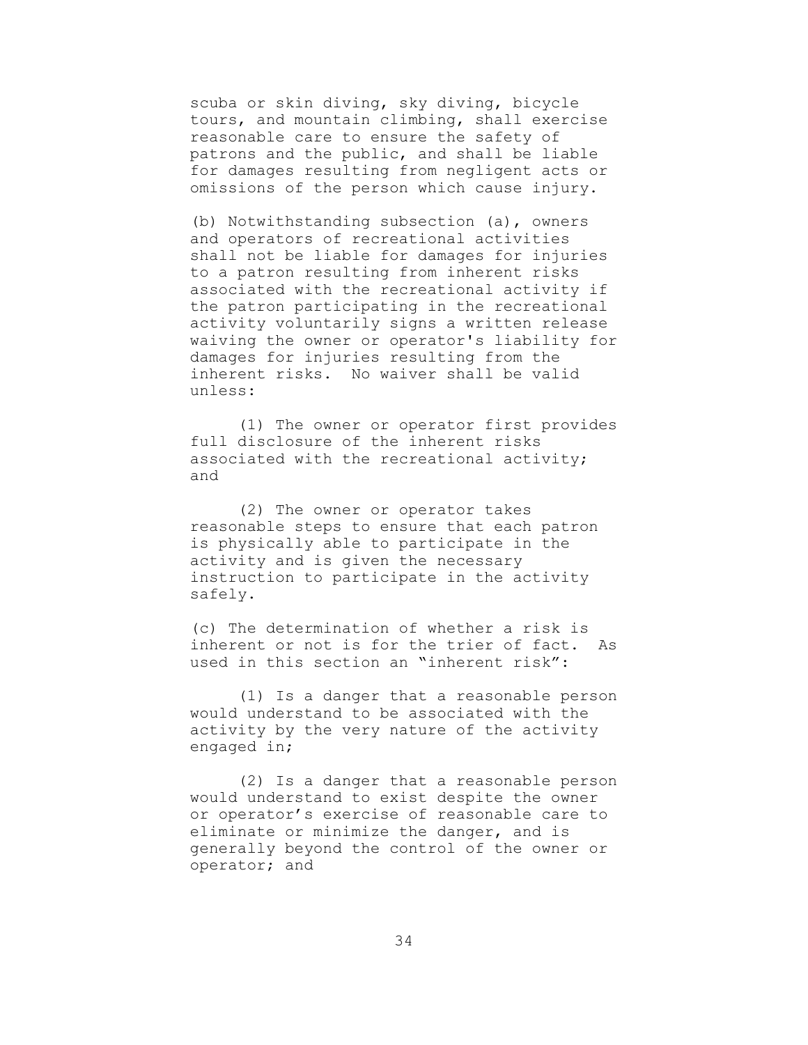scuba or skin diving, sky diving, bicycle tours, and mountain climbing, shall exercise reasonable care to ensure the safety of patrons and the public, and shall be liable for damages resulting from negligent acts or omissions of the person which cause injury.

(b) Notwithstanding subsection (a), owners and operators of recreational activities shall not be liable for damages for injuries to a patron resulting from inherent risks associated with the recreational activity if the patron participating in the recreational activity voluntarily signs a written release waiving the owner or operator's liability for damages for injuries resulting from the inherent risks. No waiver shall be valid unless:

(1) The owner or operator first provides full disclosure of the inherent risks associated with the recreational activity; and

(2) The owner or operator takes reasonable steps to ensure that each patron is physically able to participate in the activity and is given the necessary instruction to participate in the activity safely.

(c) The determination of whether a risk is inherent or not is for the trier of fact. As used in this section an "inherent risk":

(1) Is a danger that a reasonable person would understand to be associated with the activity by the very nature of the activity engaged in;

(2) Is a danger that a reasonable person would understand to exist despite the owner or operator's exercise of reasonable care to eliminate or minimize the danger, and is generally beyond the control of the owner or operator; and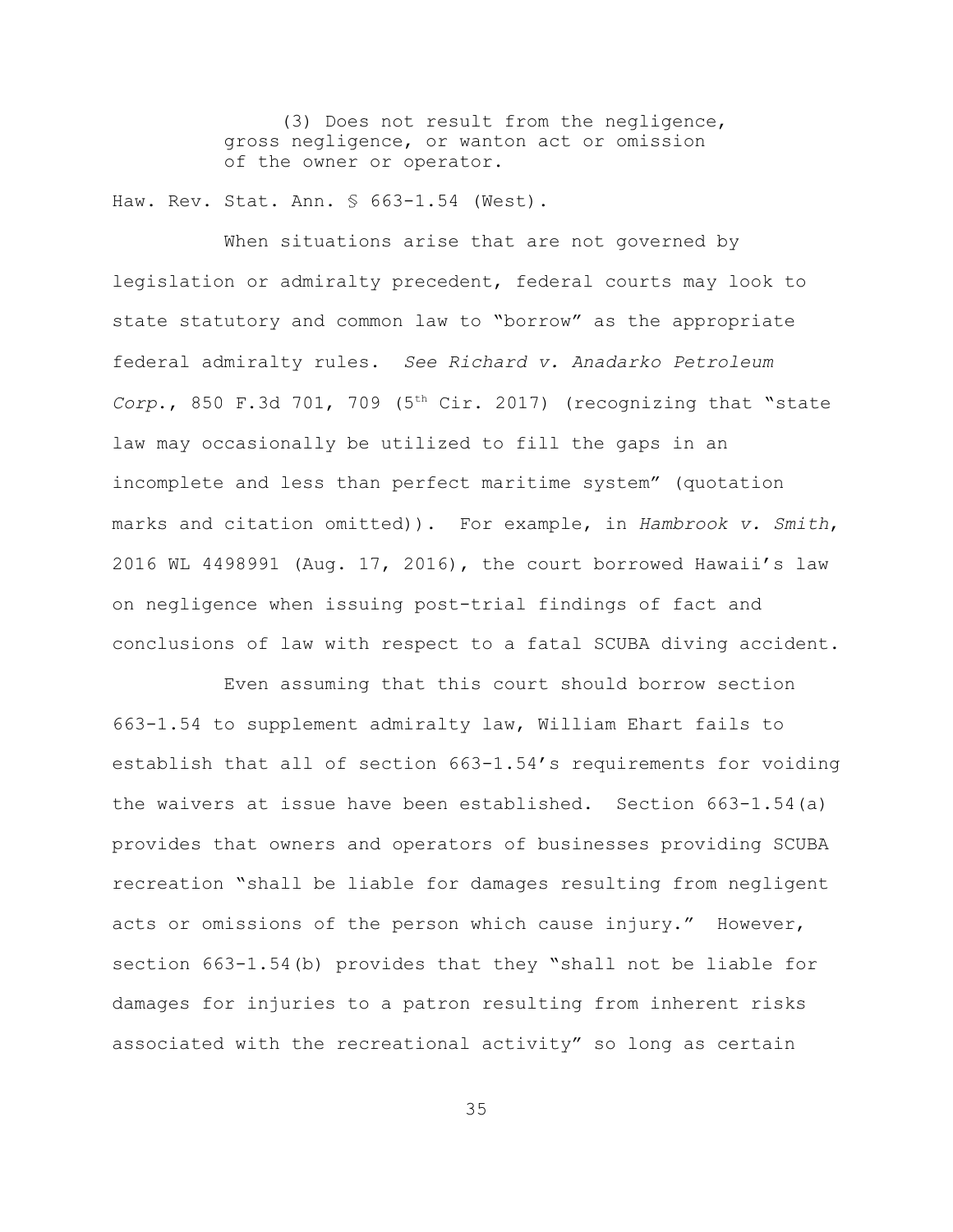> (3) Does not result from the negligence, gross negligence, or wanton act or omission of the owner or operator.

Haw. Rev. Stat. Ann. § 663-1.54 (West).

When situations arise that are not governed by legislation or admiralty precedent, federal courts may look to state statutory and common law to "borrow" as the appropriate federal admiralty rules. *See Richard v. Anadarko Petroleum Corp.*, 850 F.3d 701, 709 (5th Cir. 2017) (recognizing that "state law may occasionally be utilized to fill the gaps in an incomplete and less than perfect maritime system" (quotation marks and citation omitted)). For example, in *Hambrook v. Smith*, 2016 WL 4498991 (Aug. 17, 2016), the court borrowed Hawaii's law on negligence when issuing post-trial findings of fact and conclusions of law with respect to a fatal SCUBA diving accident.

Even assuming that this court should borrow section 663-1.54 to supplement admiralty law, William Ehart fails to establish that all of section 663-1.54's requirements for voiding the waivers at issue have been established. Section 663-1.54(a) provides that owners and operators of businesses providing SCUBA recreation "shall be liable for damages resulting from negligent acts or omissions of the person which cause injury." However, section 663-1.54(b) provides that they "shall not be liable for damages for injuries to a patron resulting from inherent risks associated with the recreational activity" so long as certain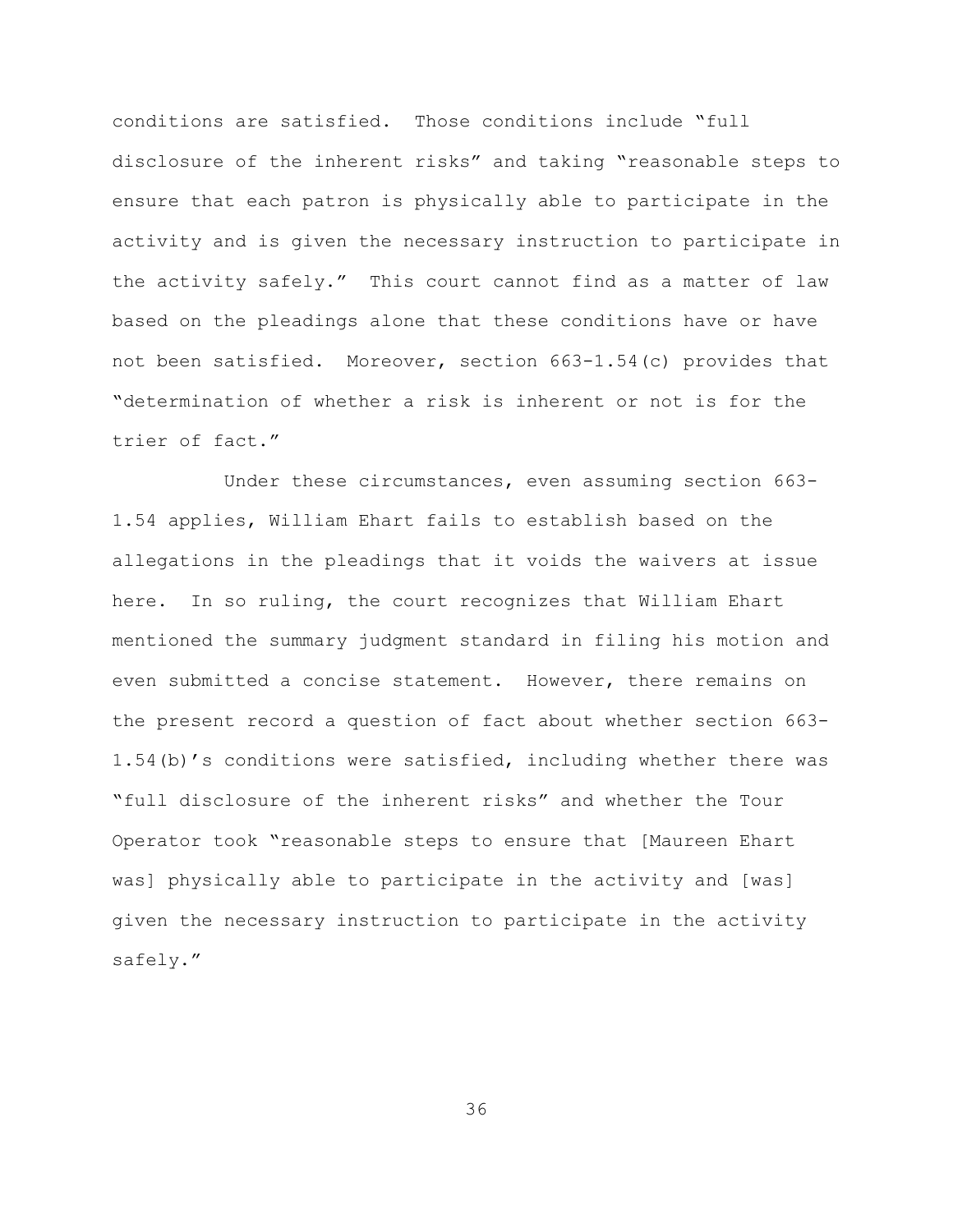conditions are satisfied. Those conditions include "full disclosure of the inherent risks" and taking "reasonable steps to ensure that each patron is physically able to participate in the activity and is given the necessary instruction to participate in the activity safely." This court cannot find as a matter of law based on the pleadings alone that these conditions have or have not been satisfied. Moreover, section 663-1.54(c) provides that "determination of whether a risk is inherent or not is for the trier of fact."

Under these circumstances, even assuming section 663-1.54 applies, William Ehart fails to establish based on the allegations in the pleadings that it voids the waivers at issue here. In so ruling, the court recognizes that William Ehart mentioned the summary judgment standard in filing his motion and even submitted a concise statement. However, there remains on the present record a question of fact about whether section 663-1.54(b)'s conditions were satisfied, including whether there was "full disclosure of the inherent risks" and whether the Tour Operator took "reasonable steps to ensure that [Maureen Ehart was] physically able to participate in the activity and [was] given the necessary instruction to participate in the activity safely."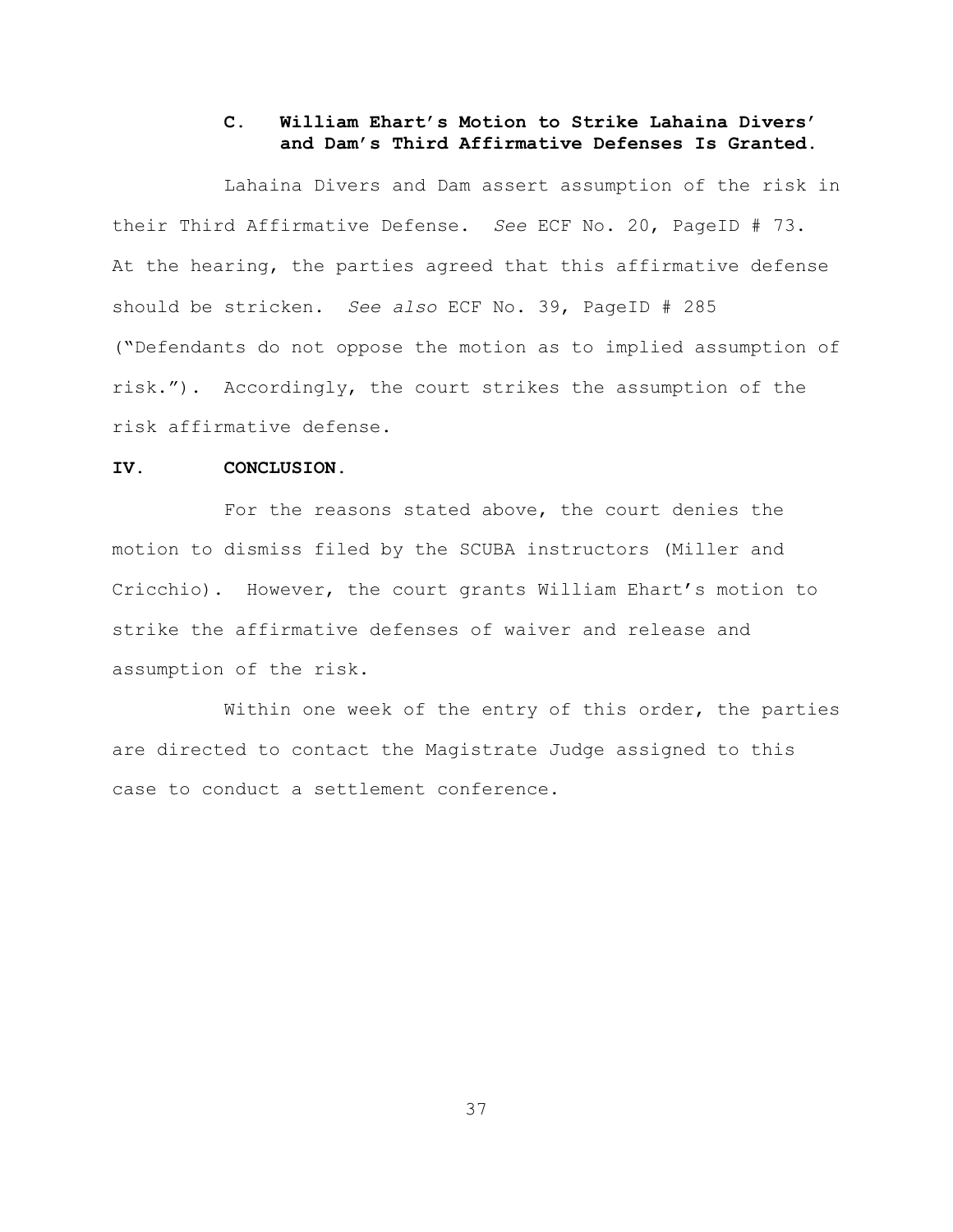### C. William Ehart's Motion to Strike Lahaina Divers' and Dam's Third Affirmative Defenses Is Granted.

Lahaina Divers and Dam assert assumption of the risk in their Third Affirmative Defense. *See* ECF No. 20, PageID # 73. At the hearing, the parties agreed that this affirmative defense should be stricken. *See also* ECF No. 39, PageID # 285 ("Defendants do not oppose the motion as to implied assumption of risk."). Accordingly, the court strikes the assumption of the risk affirmative defense.

## IV. CONCLUSION.

For the reasons stated above, the court denies the motion to dismiss filed by the SCUBA instructors (Miller and Cricchio). However, the court grants William Ehart's motion to strike the affirmative defenses of waiver and release and assumption of the risk.

Within one week of the entry of this order, the parties are directed to contact the Magistrate Judge assigned to this case to conduct a settlement conference.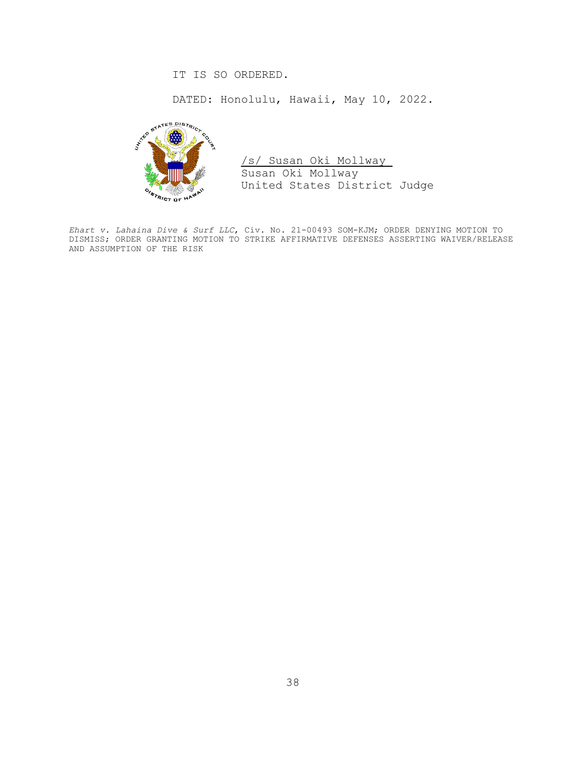IT IS SO ORDERED.

DATED: Honolulu, Hawaii, May 10, 2022.

/s/ Susan Oki Mollway

Susan Oki Mollway
United States District Judge

*Ehart v. Lahaina Dive & Surf LLC*, Civ. No. 21-00493 SOM-KJM; ORDER DENYING MOTION TO DISMISS; ORDER GRANTING MOTION TO STRIKE AFFIRMATIVE DEFENSES ASSERTING WAIVER/RELEASE AND ASSUMPTION OF THE RISK